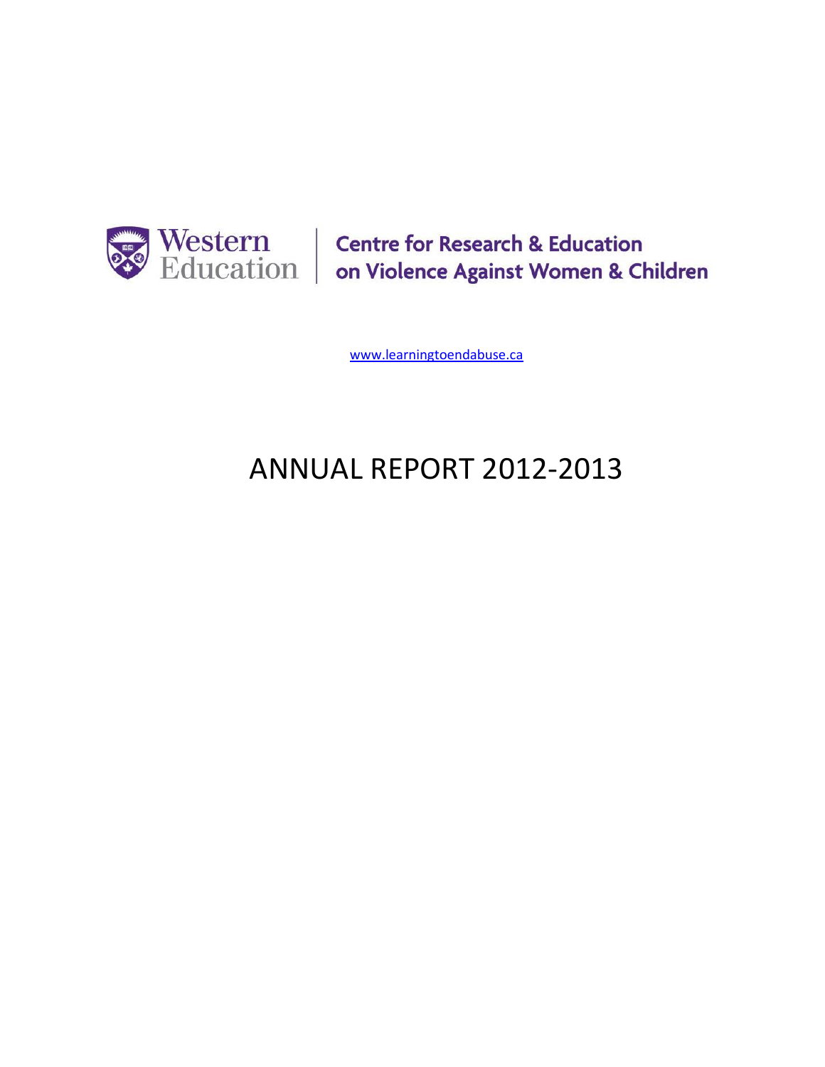Western Education | Centre for Research & Education on Violence Against Women & Children

www.learningtoendabuse.ca

# ANNUAL REPORT 2012-2013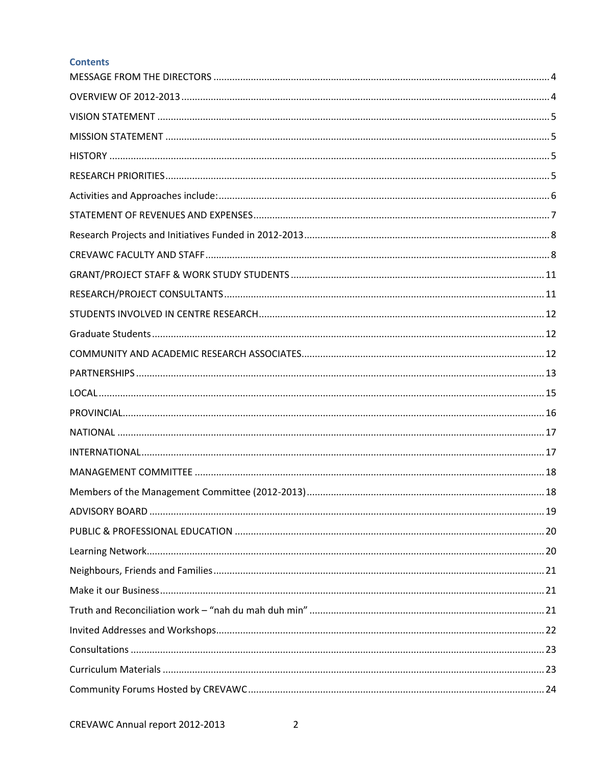## Contents

MESSAGE FROM THE DIRECTORS ............................................................ 4

OVERVIEW OF 2012-2013 ............................................................ 4

VISION STATEMENT ............................................................ 5

MISSION STATEMENT ............................................................ 5

HISTORY ............................................................ 5

RESEARCH PRIORITIES ............................................................ 5

Activities and Approaches include: ............................................................ 6

STATEMENT OF REVENUES AND EXPENSES ............................................................ 7

Research Projects and Initiatives Funded in 2012-2013 ............................................................ 8

CREVAWC FACULTY AND STAFF ............................................................ 8

GRANT/PROJECT STAFF & WORK STUDY STUDENTS ............................................................ 11

RESEARCH/PROJECT CONSULTANTS ............................................................ 11

STUDENTS INVOLVED IN CENTRE RESEARCH ............................................................ 12

Graduate Students ............................................................ 12

COMMUNITY AND ACADEMIC RESEARCH ASSOCIATES ............................................................ 12

PARTNERSHIPS ............................................................ 13

LOCAL ............................................................ 15

PROVINCIAL ............................................................ 16

NATIONAL ............................................................ 17

INTERNATIONAL ............................................................ 17

MANAGEMENT COMMITTEE ............................................................ 18

Members of the Management Committee (2012-2013) ............................................................ 18

ADVISORY BOARD ............................................................ 19

PUBLIC & PROFESSIONAL EDUCATION ............................................................ 20

Learning Network ............................................................ 20

Neighbours, Friends and Families ............................................................ 21

Make it our Business ............................................................ 21

Truth and Reconciliation work – "nah du mah duh min" ............................................................ 21

Invited Addresses and Workshops ............................................................ 22

Consultations ............................................................ 23

Curriculum Materials ............................................................ 23

Community Forums Hosted by CREVAWC ............................................................ 24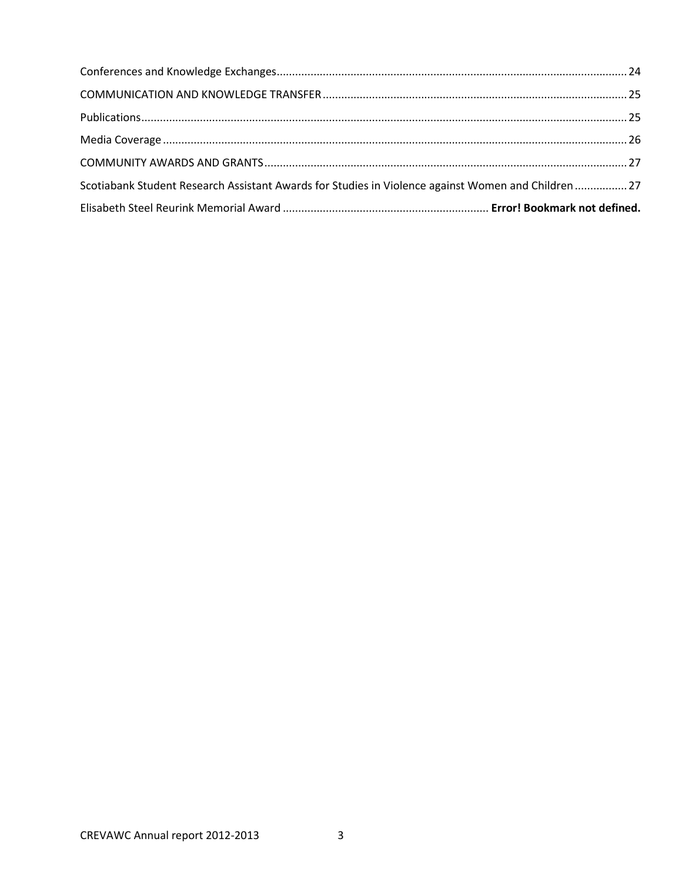Conferences and Knowledge Exchanges ........................................................ 24

COMMUNICATION AND KNOWLEDGE TRANSFER ........................................ 25

Publications ............................................................................................ 25

Media Coverage ...................................................................................... 26

COMMUNITY AWARDS AND GRANTS ......................................................... 27

Scotiabank Student Research Assistant Awards for Studies in Violence against Women and Children ................ 27

Elisabeth Steel Reurink Memorial Award .................................. **Error! Bookmark not defined.**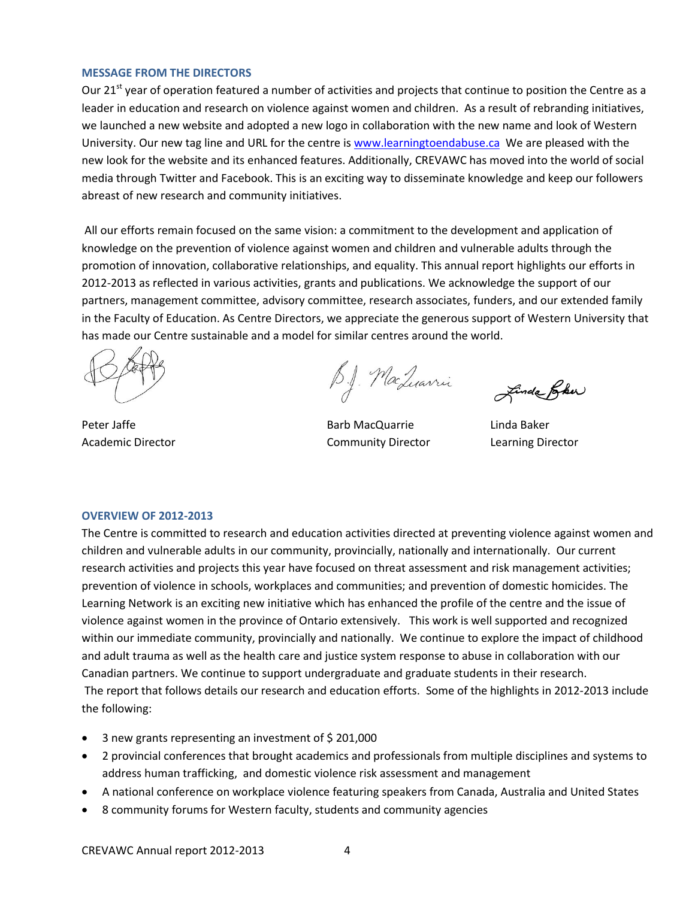## MESSAGE FROM THE DIRECTORS

Our 21st year of operation featured a number of activities and projects that continue to position the Centre as a leader in education and research on violence against women and children. As a result of rebranding initiatives, we launched a new website and adopted a new logo in collaboration with the new name and look of Western University. Our new tag line and URL for the centre is [www.learningtoendabuse.ca](http://www.learningtoendabuse.ca) We are pleased with the new look for the website and its enhanced features. Additionally, CREVAWC has moved into the world of social media through Twitter and Facebook. This is an exciting way to disseminate knowledge and keep our followers abreast of new research and community initiatives.

All our efforts remain focused on the same vision: a commitment to the development and application of knowledge on the prevention of violence against women and children and vulnerable adults through the promotion of innovation, collaborative relationships, and equality. This annual report highlights our efforts in 2012-2013 as reflected in various activities, grants and publications. We acknowledge the support of our partners, management committee, advisory committee, research associates, funders, and our extended family in the Faculty of Education. As Centre Directors, we appreciate the generous support of Western University that has made our Centre sustainable and a model for similar centres around the world.

| Peter Jaffe | Barb MacQuarrie | Linda Baker |
|---|---|---|
| Academic Director | Community Director | Learning Director |

## OVERVIEW OF 2012-2013

The Centre is committed to research and education activities directed at preventing violence against women and children and vulnerable adults in our community, provincially, nationally and internationally. Our current research activities and projects this year have focused on threat assessment and risk management activities; prevention of violence in schools, workplaces and communities; and prevention of domestic homicides. The Learning Network is an exciting new initiative which has enhanced the profile of the centre and the issue of violence against women in the province of Ontario extensively. This work is well supported and recognized within our immediate community, provincially and nationally. We continue to explore the impact of childhood and adult trauma as well as the health care and justice system response to abuse in collaboration with our Canadian partners. We continue to support undergraduate and graduate students in their research.

The report that follows details our research and education efforts. Some of the highlights in 2012-2013 include the following:

- 3 new grants representing an investment of $ 201,000
- 2 provincial conferences that brought academics and professionals from multiple disciplines and systems to address human trafficking, and domestic violence risk assessment and management
- A national conference on workplace violence featuring speakers from Canada, Australia and United States
- 8 community forums for Western faculty, students and community agencies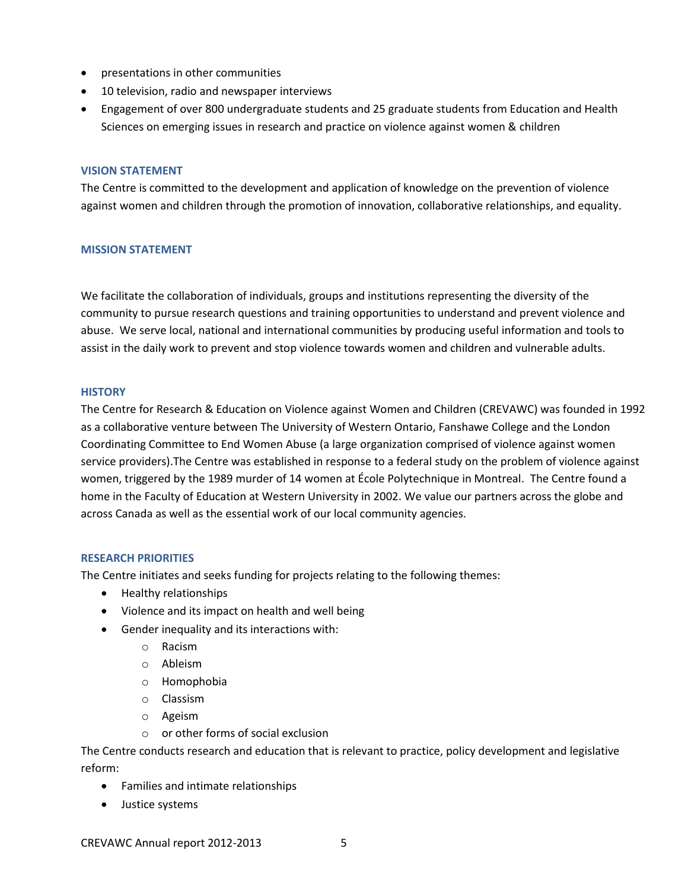- presentations in other communities
- 10 television, radio and newspaper interviews
- Engagement of over 800 undergraduate students and 25 graduate students from Education and Health Sciences on emerging issues in research and practice on violence against women & children

### VISION STATEMENT

The Centre is committed to the development and application of knowledge on the prevention of violence against women and children through the promotion of innovation, collaborative relationships, and equality.

### MISSION STATEMENT

We facilitate the collaboration of individuals, groups and institutions representing the diversity of the community to pursue research questions and training opportunities to understand and prevent violence and abuse. We serve local, national and international communities by producing useful information and tools to assist in the daily work to prevent and stop violence towards women and children and vulnerable adults.

### HISTORY

The Centre for Research & Education on Violence against Women and Children (CREVAWC) was founded in 1992 as a collaborative venture between The University of Western Ontario, Fanshawe College and the London Coordinating Committee to End Women Abuse (a large organization comprised of violence against women service providers).The Centre was established in response to a federal study on the problem of violence against women, triggered by the 1989 murder of 14 women at École Polytechnique in Montreal. The Centre found a home in the Faculty of Education at Western University in 2002. We value our partners across the globe and across Canada as well as the essential work of our local community agencies.

### RESEARCH PRIORITIES

The Centre initiates and seeks funding for projects relating to the following themes:

- Healthy relationships
- Violence and its impact on health and well being
- Gender inequality and its interactions with:
  - Racism
  - Ableism
  - Homophobia
  - Classism
  - Ageism
  - or other forms of social exclusion

The Centre conducts research and education that is relevant to practice, policy development and legislative reform:

- Families and intimate relationships
- Justice systems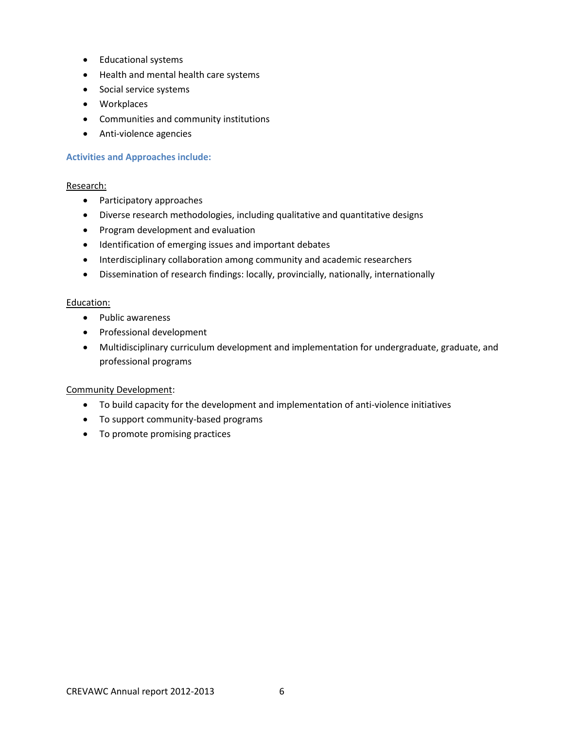- Educational systems
- Health and mental health care systems
- Social service systems
- Workplaces
- Communities and community institutions
- Anti-violence agencies

### Activities and Approaches include:

Research:

- Participatory approaches
- Diverse research methodologies, including qualitative and quantitative designs
- Program development and evaluation
- Identification of emerging issues and important debates
- Interdisciplinary collaboration among community and academic researchers
- Dissemination of research findings: locally, provincially, nationally, internationally

Education:

- Public awareness
- Professional development
- Multidisciplinary curriculum development and implementation for undergraduate, graduate, and professional programs

Community Development:

- To build capacity for the development and implementation of anti-violence initiatives
- To support community-based programs
- To promote promising practices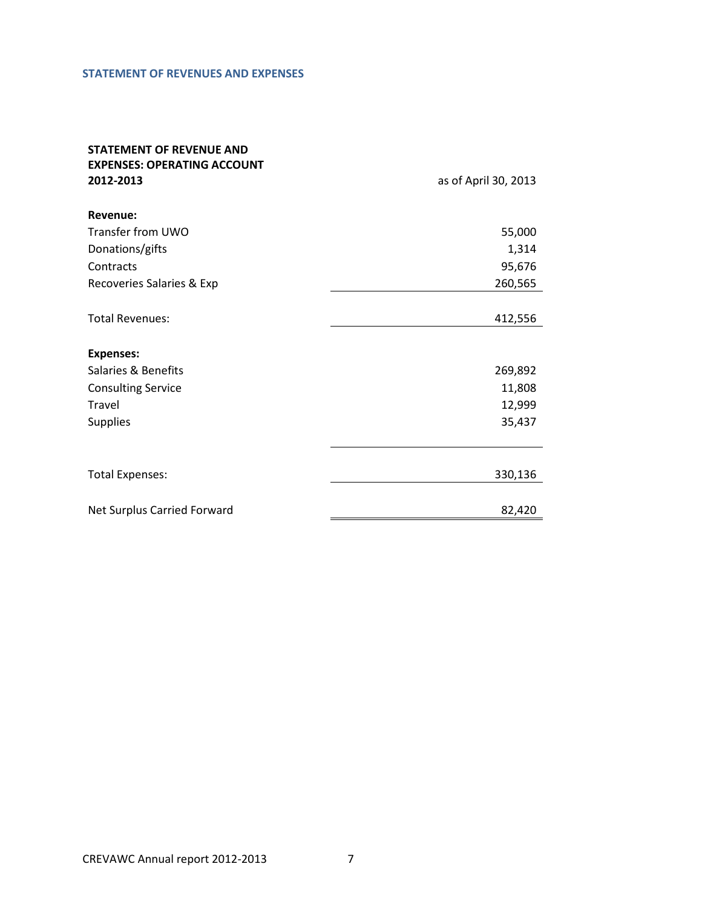## STATEMENT OF REVENUES AND EXPENSES

| STATEMENT OF REVENUE AND EXPENSES: OPERATING ACCOUNT 2012-2013 | as of April 30, 2013 |
| --- | --- |
| **Revenue:** | |
| Transfer from UWO | 55,000 |
| Donations/gifts | 1,314 |
| Contracts | 95,676 |
| Recoveries Salaries & Exp | 260,565 |
| Total Revenues: | 412,556 |
| **Expenses:** | |
| Salaries & Benefits | 269,892 |
| Consulting Service | 11,808 |
| Travel | 12,999 |
| Supplies | 35,437 |
| Total Expenses: | 330,136 |
| Net Surplus Carried Forward | 82,420 |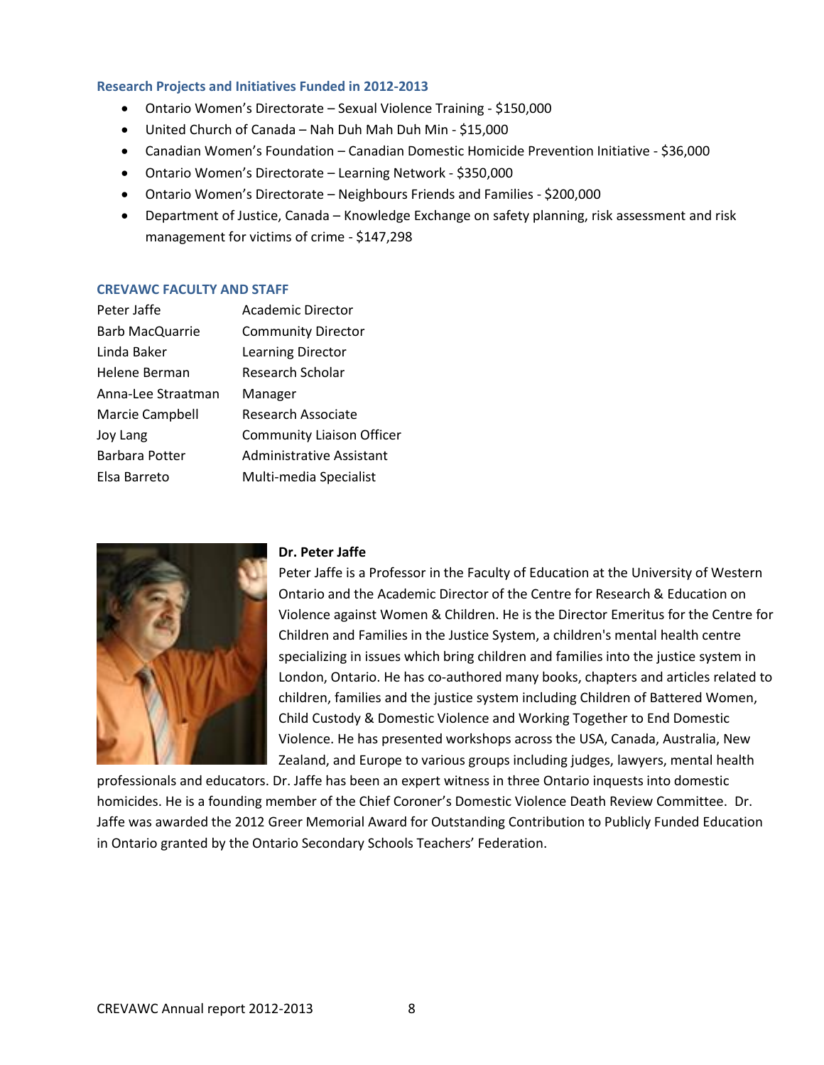### Research Projects and Initiatives Funded in 2012-2013

- Ontario Women's Directorate – Sexual Violence Training - $150,000
- United Church of Canada – Nah Duh Mah Duh Min - $15,000
- Canadian Women's Foundation – Canadian Domestic Homicide Prevention Initiative - $36,000
- Ontario Women's Directorate – Learning Network - $350,000
- Ontario Women's Directorate – Neighbours Friends and Families - $200,000
- Department of Justice, Canada – Knowledge Exchange on safety planning, risk assessment and risk management for victims of crime - $147,298

### CREVAWC FACULTY AND STAFF

| | |
|---|---|
| Peter Jaffe | Academic Director |
| Barb MacQuarrie | Community Director |
| Linda Baker | Learning Director |
| Helene Berman | Research Scholar |
| Anna-Lee Straatman | Manager |
| Marcie Campbell | Research Associate |
| Joy Lang | Community Liaison Officer |
| Barbara Potter | Administrative Assistant |
| Elsa Barreto | Multi-media Specialist |

**Dr. Peter Jaffe**

Peter Jaffe is a Professor in the Faculty of Education at the University of Western Ontario and the Academic Director of the Centre for Research & Education on Violence against Women & Children. He is the Director Emeritus for the Centre for Children and Families in the Justice System, a children's mental health centre specializing in issues which bring children and families into the justice system in London, Ontario. He has co-authored many books, chapters and articles related to children, families and the justice system including Children of Battered Women, Child Custody & Domestic Violence and Working Together to End Domestic Violence. He has presented workshops across the USA, Canada, Australia, New Zealand, and Europe to various groups including judges, lawyers, mental health professionals and educators. Dr. Jaffe has been an expert witness in three Ontario inquests into domestic homicides. He is a founding member of the Chief Coroner's Domestic Violence Death Review Committee. Dr. Jaffe was awarded the 2012 Greer Memorial Award for Outstanding Contribution to Publicly Funded Education in Ontario granted by the Ontario Secondary Schools Teachers' Federation.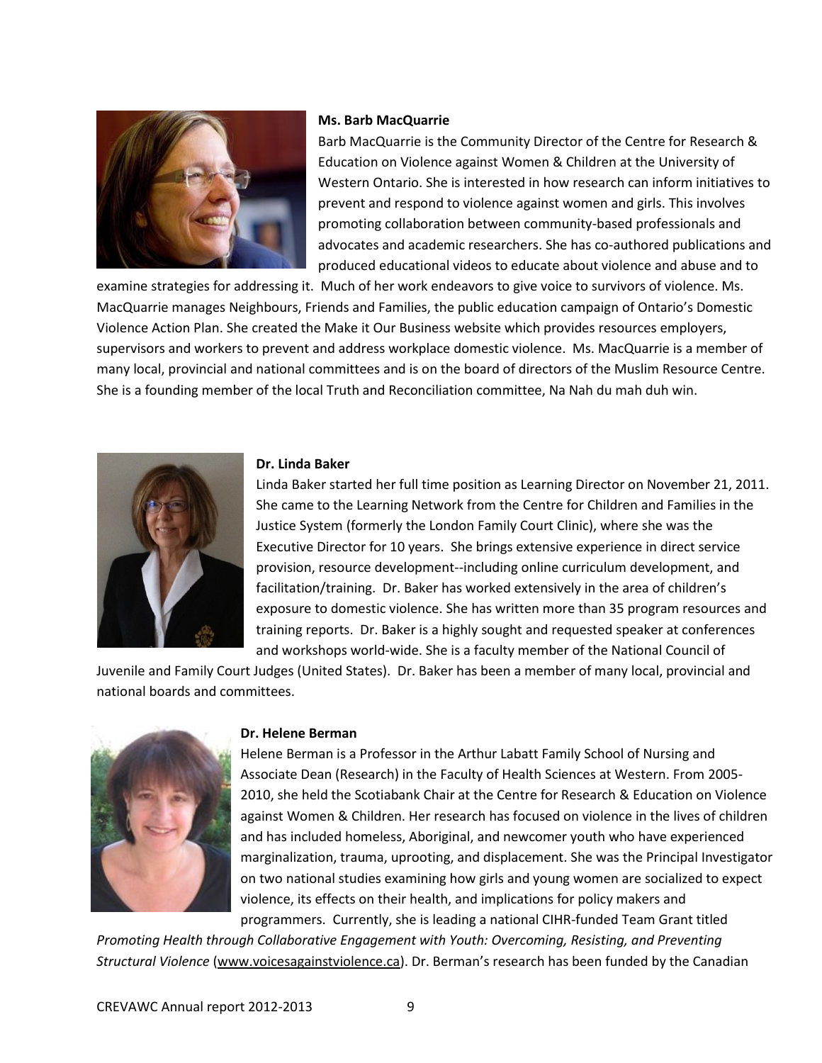**Ms. Barb MacQuarrie**

Barb MacQuarrie is the Community Director of the Centre for Research & Education on Violence against Women & Children at the University of Western Ontario. She is interested in how research can inform initiatives to prevent and respond to violence against women and girls. This involves promoting collaboration between community-based professionals and advocates and academic researchers. She has co-authored publications and produced educational videos to educate about violence and abuse and to examine strategies for addressing it. Much of her work endeavors to give voice to survivors of violence. Ms. MacQuarrie manages Neighbours, Friends and Families, the public education campaign of Ontario's Domestic Violence Action Plan. She created the Make it Our Business website which provides resources employers, supervisors and workers to prevent and address workplace domestic violence. Ms. MacQuarrie is a member of many local, provincial and national committees and is on the board of directors of the Muslim Resource Centre. She is a founding member of the local Truth and Reconciliation committee, Na Nah du mah duh win.

**Dr. Linda Baker**

Linda Baker started her full time position as Learning Director on November 21, 2011. She came to the Learning Network from the Centre for Children and Families in the Justice System (formerly the London Family Court Clinic), where she was the Executive Director for 10 years. She brings extensive experience in direct service provision, resource development--including online curriculum development, and facilitation/training. Dr. Baker has worked extensively in the area of children's exposure to domestic violence. She has written more than 35 program resources and training reports. Dr. Baker is a highly sought and requested speaker at conferences and workshops world-wide. She is a faculty member of the National Council of Juvenile and Family Court Judges (United States). Dr. Baker has been a member of many local, provincial and national boards and committees.

**Dr. Helene Berman**

Helene Berman is a Professor in the Arthur Labatt Family School of Nursing and Associate Dean (Research) in the Faculty of Health Sciences at Western. From 2005-2010, she held the Scotiabank Chair at the Centre for Research & Education on Violence against Women & Children. Her research has focused on violence in the lives of children and has included homeless, Aboriginal, and newcomer youth who have experienced marginalization, trauma, uprooting, and displacement. She was the Principal Investigator on two national studies examining how girls and young women are socialized to expect violence, its effects on their health, and implications for policy makers and programmers. Currently, she is leading a national CIHR-funded Team Grant titled *Promoting Health through Collaborative Engagement with Youth: Overcoming, Resisting, and Preventing Structural Violence* (www.voicesagainstviolence.ca). Dr. Berman's research has been funded by the Canadian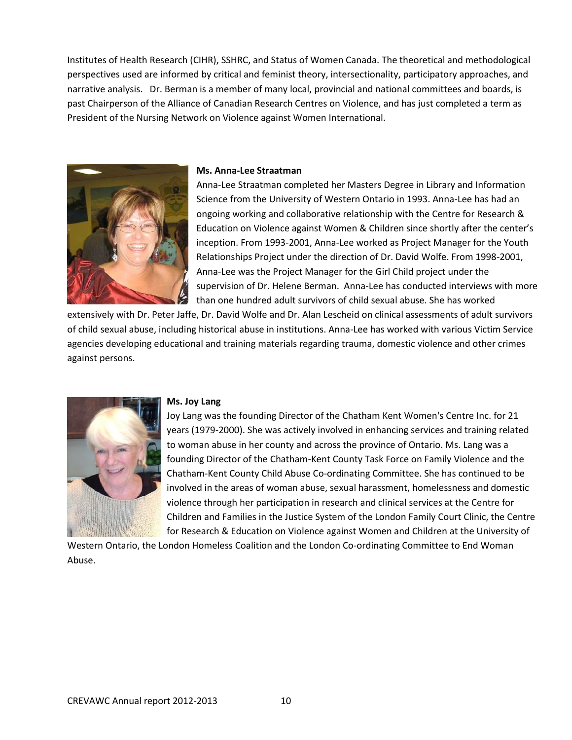Institutes of Health Research (CIHR), SSHRC, and Status of Women Canada. The theoretical and methodological perspectives used are informed by critical and feminist theory, intersectionality, participatory approaches, and narrative analysis. Dr. Berman is a member of many local, provincial and national committees and boards, is past Chairperson of the Alliance of Canadian Research Centres on Violence, and has just completed a term as President of the Nursing Network on Violence against Women International.

**Ms. Anna-Lee Straatman**

Anna-Lee Straatman completed her Masters Degree in Library and Information Science from the University of Western Ontario in 1993. Anna-Lee has had an ongoing working and collaborative relationship with the Centre for Research & Education on Violence against Women & Children since shortly after the center's inception. From 1993-2001, Anna-Lee worked as Project Manager for the Youth Relationships Project under the direction of Dr. David Wolfe. From 1998-2001, Anna-Lee was the Project Manager for the Girl Child project under the supervision of Dr. Helene Berman. Anna-Lee has conducted interviews with more than one hundred adult survivors of child sexual abuse. She has worked extensively with Dr. Peter Jaffe, Dr. David Wolfe and Dr. Alan Lescheid on clinical assessments of adult survivors of child sexual abuse, including historical abuse in institutions. Anna-Lee has worked with various Victim Service agencies developing educational and training materials regarding trauma, domestic violence and other crimes against persons.

**Ms. Joy Lang**

Joy Lang was the founding Director of the Chatham Kent Women's Centre Inc. for 21 years (1979-2000). She was actively involved in enhancing services and training related to woman abuse in her county and across the province of Ontario. Ms. Lang was a founding Director of the Chatham-Kent County Task Force on Family Violence and the Chatham-Kent County Child Abuse Co-ordinating Committee. She has continued to be involved in the areas of woman abuse, sexual harassment, homelessness and domestic violence through her participation in research and clinical services at the Centre for Children and Families in the Justice System of the London Family Court Clinic, the Centre for Research & Education on Violence against Women and Children at the University of Western Ontario, the London Homeless Coalition and the London Co-ordinating Committee to End Woman Abuse.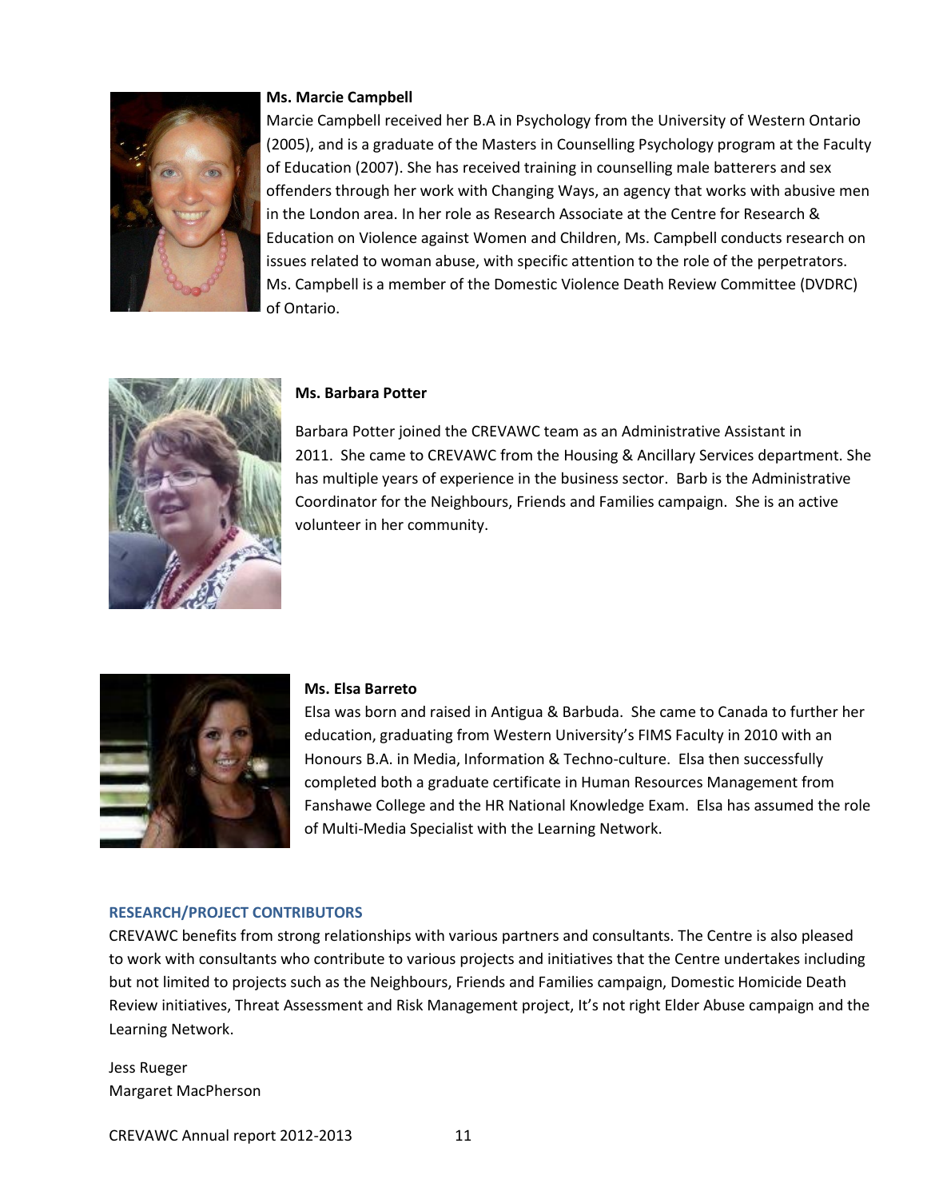**Ms. Marcie Campbell**

Marcie Campbell received her B.A in Psychology from the University of Western Ontario (2005), and is a graduate of the Masters in Counselling Psychology program at the Faculty of Education (2007). She has received training in counselling male batterers and sex offenders through her work with Changing Ways, an agency that works with abusive men in the London area. In her role as Research Associate at the Centre for Research & Education on Violence against Women and Children, Ms. Campbell conducts research on issues related to woman abuse, with specific attention to the role of the perpetrators. Ms. Campbell is a member of the Domestic Violence Death Review Committee (DVDRC) of Ontario.

**Ms. Barbara Potter**

Barbara Potter joined the CREVAWC team as an Administrative Assistant in 2011. She came to CREVAWC from the Housing & Ancillary Services department. She has multiple years of experience in the business sector. Barb is the Administrative Coordinator for the Neighbours, Friends and Families campaign. She is an active volunteer in her community.

**Ms. Elsa Barreto**

Elsa was born and raised in Antigua & Barbuda. She came to Canada to further her education, graduating from Western University's FIMS Faculty in 2010 with an Honours B.A. in Media, Information & Techno-culture. Elsa then successfully completed both a graduate certificate in Human Resources Management from Fanshawe College and the HR National Knowledge Exam. Elsa has assumed the role of Multi-Media Specialist with the Learning Network.

## RESEARCH/PROJECT CONTRIBUTORS

CREVAWC benefits from strong relationships with various partners and consultants. The Centre is also pleased to work with consultants who contribute to various projects and initiatives that the Centre undertakes including but not limited to projects such as the Neighbours, Friends and Families campaign, Domestic Homicide Death Review initiatives, Threat Assessment and Risk Management project, It's not right Elder Abuse campaign and the Learning Network.

Jess Rueger
Margaret MacPherson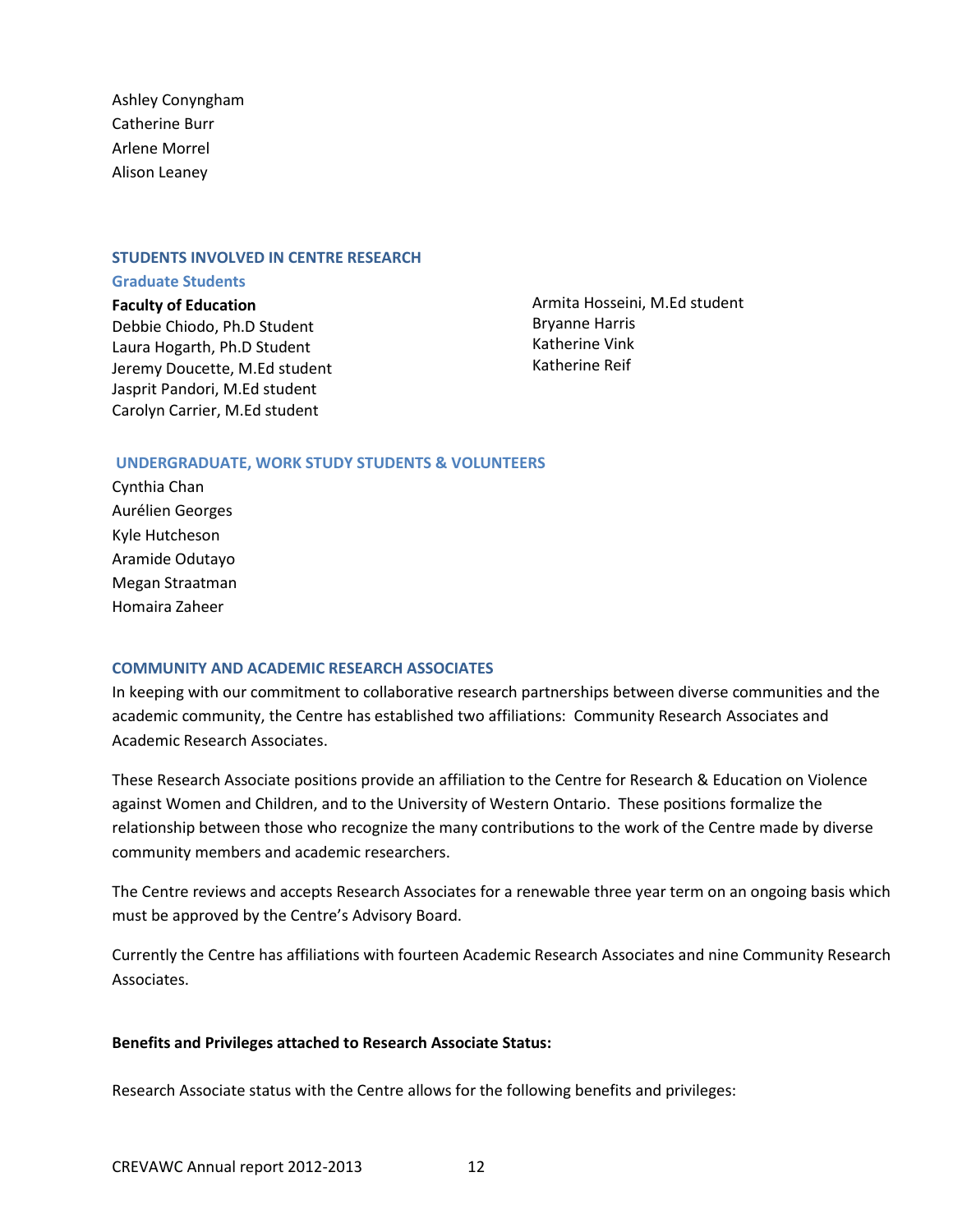Ashley Conyngham
Catherine Burr
Arlene Morrel
Alison Leaney

## STUDENTS INVOLVED IN CENTRE RESEARCH

### Graduate Students

**Faculty of Education**
Debbie Chiodo, Ph.D Student
Laura Hogarth, Ph.D Student
Jeremy Doucette, M.Ed student
Jasprit Pandori, M.Ed student
Carolyn Carrier, M.Ed student
Armita Hosseini, M.Ed student
Bryanne Harris
Katherine Vink
Katherine Reif

### UNDERGRADUATE, WORK STUDY STUDENTS & VOLUNTEERS

Cynthia Chan
Aurélien Georges
Kyle Hutcheson
Aramide Odutayo
Megan Straatman
Homaira Zaheer

## COMMUNITY AND ACADEMIC RESEARCH ASSOCIATES

In keeping with our commitment to collaborative research partnerships between diverse communities and the academic community, the Centre has established two affiliations: Community Research Associates and Academic Research Associates.

These Research Associate positions provide an affiliation to the Centre for Research & Education on Violence against Women and Children, and to the University of Western Ontario. These positions formalize the relationship between those who recognize the many contributions to the work of the Centre made by diverse community members and academic researchers.

The Centre reviews and accepts Research Associates for a renewable three year term on an ongoing basis which must be approved by the Centre's Advisory Board.

Currently the Centre has affiliations with fourteen Academic Research Associates and nine Community Research Associates.

**Benefits and Privileges attached to Research Associate Status:**

Research Associate status with the Centre allows for the following benefits and privileges: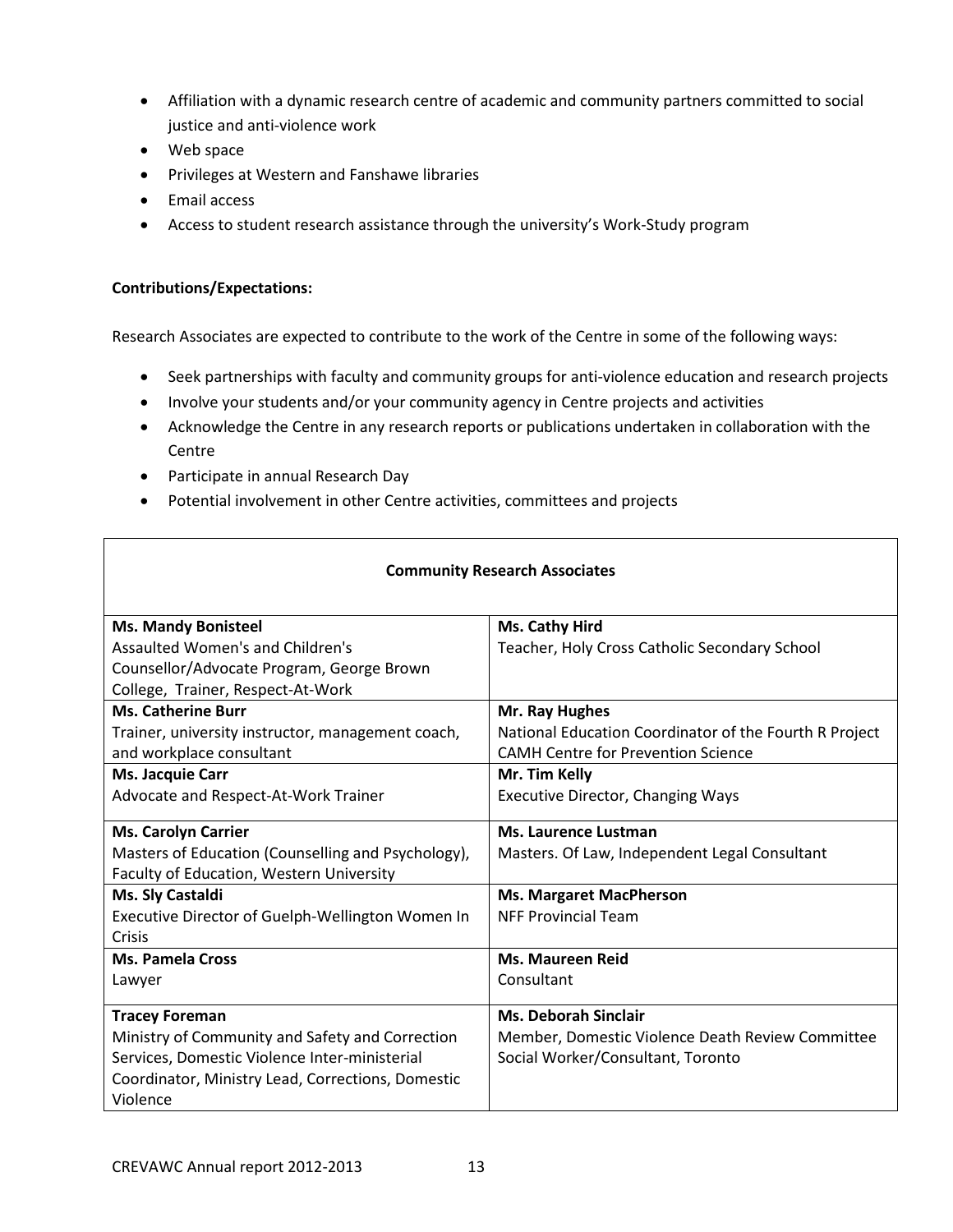- Affiliation with a dynamic research centre of academic and community partners committed to social justice and anti-violence work
- Web space
- Privileges at Western and Fanshawe libraries
- Email access
- Access to student research assistance through the university's Work-Study program

**Contributions/Expectations:**

Research Associates are expected to contribute to the work of the Centre in some of the following ways:

- Seek partnerships with faculty and community groups for anti-violence education and research projects
- Involve your students and/or your community agency in Centre projects and activities
- Acknowledge the Centre in any research reports or publications undertaken in collaboration with the Centre
- Participate in annual Research Day
- Potential involvement in other Centre activities, committees and projects

| **Community Research Associates** | |
|---|---|
| **Ms. Mandy Bonisteel**<br>Assaulted Women's and Children's Counsellor/Advocate Program, George Brown College, Trainer, Respect-At-Work | **Ms. Cathy Hird**<br>Teacher, Holy Cross Catholic Secondary School |
| **Ms. Catherine Burr**<br>Trainer, university instructor, management coach, and workplace consultant | **Mr. Ray Hughes**<br>National Education Coordinator of the Fourth R Project CAMH Centre for Prevention Science |
| **Ms. Jacquie Carr**<br>Advocate and Respect-At-Work Trainer | **Mr. Tim Kelly**<br>Executive Director, Changing Ways |
| **Ms. Carolyn Carrier**<br>Masters of Education (Counselling and Psychology), Faculty of Education, Western University | **Ms. Laurence Lustman**<br>Masters. Of Law, Independent Legal Consultant |
| **Ms. Sly Castaldi**<br>Executive Director of Guelph-Wellington Women In Crisis | **Ms. Margaret MacPherson**<br>NFF Provincial Team |
| **Ms. Pamela Cross**<br>Lawyer | **Ms. Maureen Reid**<br>Consultant |
| **Tracey Foreman**<br>Ministry of Community and Safety and Correction Services, Domestic Violence Inter-ministerial Coordinator, Ministry Lead, Corrections, Domestic Violence | **Ms. Deborah Sinclair**<br>Member, Domestic Violence Death Review Committee Social Worker/Consultant, Toronto |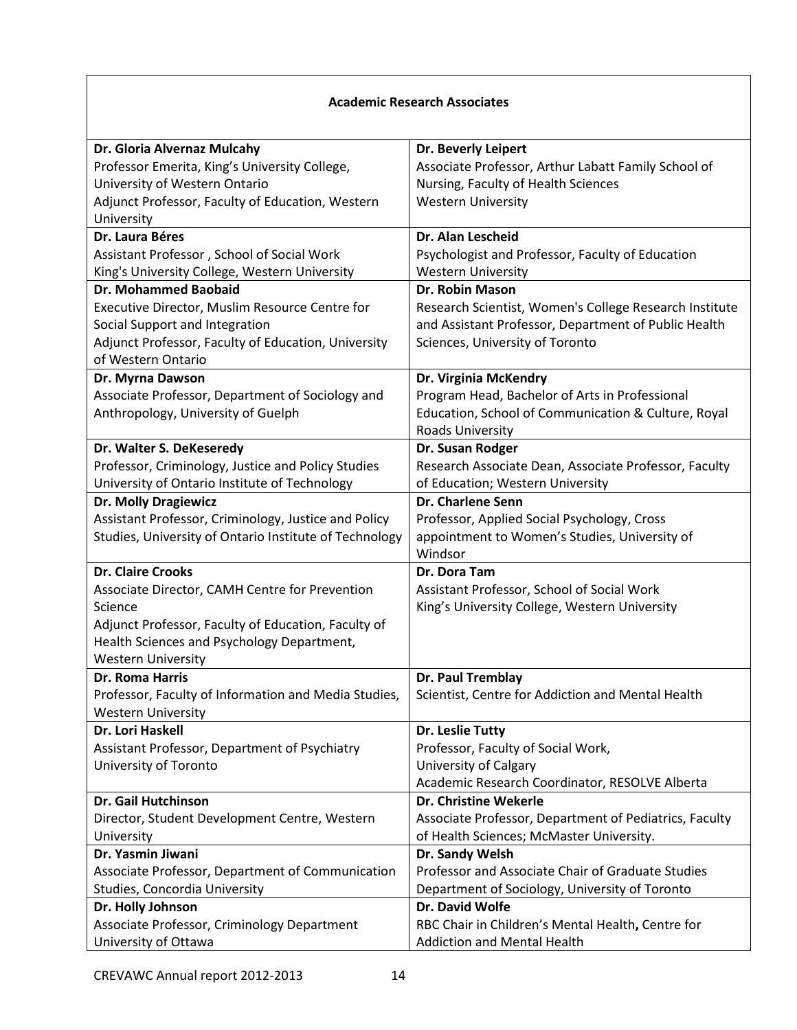| **Academic Research Associates** | |
|---|---|
| **Dr. Gloria Alvernaz Mulcahy**<br>Professor Emerita, King's University College, University of Western Ontario<br>Adjunct Professor, Faculty of Education, Western University | **Dr. Beverly Leipert**<br>Associate Professor, Arthur Labatt Family School of Nursing, Faculty of Health Sciences<br>Western University |
| **Dr. Laura Béres**<br>Assistant Professor , School of Social Work<br>King's University College, Western University | **Dr. Alan Lescheid**<br>Psychologist and Professor, Faculty of Education<br>Western University |
| **Dr. Mohammed Baobaid**<br>Executive Director, Muslim Resource Centre for Social Support and Integration<br>Adjunct Professor, Faculty of Education, University of Western Ontario | **Dr. Robin Mason**<br>Research Scientist, Women's College Research Institute and Assistant Professor, Department of Public Health Sciences, University of Toronto |
| **Dr. Myrna Dawson**<br>Associate Professor, Department of Sociology and Anthropology, University of Guelph | **Dr. Virginia McKendry**<br>Program Head, Bachelor of Arts in Professional Education, School of Communication & Culture, Royal Roads University |
| **Dr. Walter S. DeKeseredy**<br>Professor, Criminology, Justice and Policy Studies<br>University of Ontario Institute of Technology | **Dr. Susan Rodger**<br>Research Associate Dean, Associate Professor, Faculty of Education; Western University |
| **Dr. Molly Dragiewicz**<br>Assistant Professor, Criminology, Justice and Policy Studies, University of Ontario Institute of Technology | **Dr. Charlene Senn**<br>Professor, Applied Social Psychology, Cross appointment to Women's Studies, University of Windsor |
| **Dr. Claire Crooks**<br>Associate Director, CAMH Centre for Prevention Science<br>Adjunct Professor, Faculty of Education, Faculty of Health Sciences and Psychology Department, Western University | **Dr. Dora Tam**<br>Assistant Professor, School of Social Work<br>King's University College, Western University |
| **Dr. Roma Harris**<br>Professor, Faculty of Information and Media Studies, Western University | **Dr. Paul Tremblay**<br>Scientist, Centre for Addiction and Mental Health |
| **Dr. Lori Haskell**<br>Assistant Professor, Department of Psychiatry<br>University of Toronto | **Dr. Leslie Tutty**<br>Professor, Faculty of Social Work,<br>University of Calgary<br>Academic Research Coordinator, RESOLVE Alberta |
| **Dr. Gail Hutchinson**<br>Director, Student Development Centre, Western University | **Dr. Christine Wekerle**<br>Associate Professor, Department of Pediatrics, Faculty of Health Sciences; McMaster University. |
| **Dr. Yasmin Jiwani**<br>Associate Professor, Department of Communication Studies, Concordia University | **Dr. Sandy Welsh**<br>Professor and Associate Chair of Graduate Studies<br>Department of Sociology, University of Toronto |
| **Dr. Holly Johnson**<br>Associate Professor, Criminology Department<br>University of Ottawa | **Dr. David Wolfe**<br>RBC Chair in Children's Mental Health**,** Centre for Addiction and Mental Health |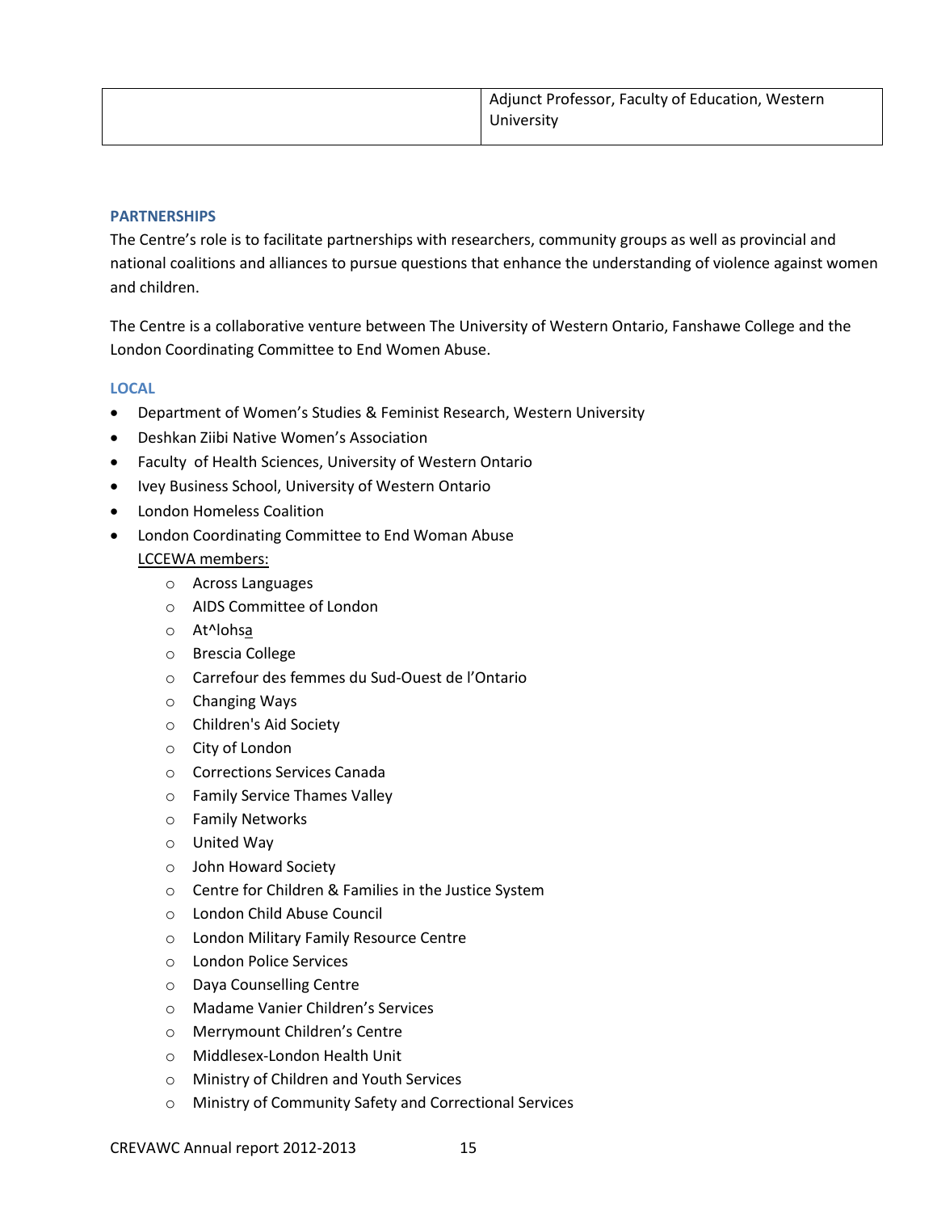| | Adjunct Professor, Faculty of Education, Western University |
|---|---|

## PARTNERSHIPS

The Centre's role is to facilitate partnerships with researchers, community groups as well as provincial and national coalitions and alliances to pursue questions that enhance the understanding of violence against women and children.

The Centre is a collaborative venture between The University of Western Ontario, Fanshawe College and the London Coordinating Committee to End Women Abuse.

### LOCAL

- Department of Women's Studies & Feminist Research, Western University
- Deshkan Ziibi Native Women's Association
- Faculty of Health Sciences, University of Western Ontario
- Ivey Business School, University of Western Ontario
- London Homeless Coalition
- London Coordinating Committee to End Woman Abuse
  LCCEWA members:
    - Across Languages
    - AIDS Committee of London
    - At^lohsa
    - Brescia College
    - Carrefour des femmes du Sud-Ouest de l'Ontario
    - Changing Ways
    - Children's Aid Society
    - City of London
    - Corrections Services Canada
    - Family Service Thames Valley
    - Family Networks
    - United Way
    - John Howard Society
    - Centre for Children & Families in the Justice System
    - London Child Abuse Council
    - London Military Family Resource Centre
    - London Police Services
    - Daya Counselling Centre
    - Madame Vanier Children's Services
    - Merrymount Children's Centre
    - Middlesex-London Health Unit
    - Ministry of Children and Youth Services
    - Ministry of Community Safety and Correctional Services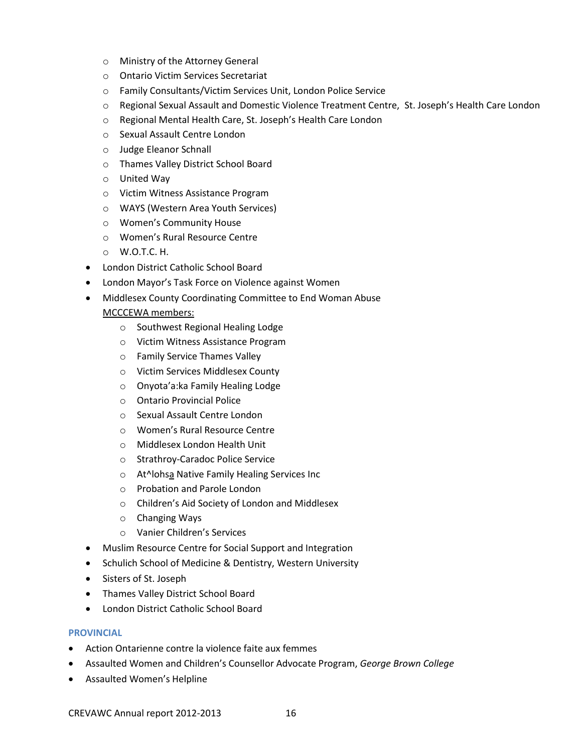- Ministry of the Attorney General
  - Ontario Victim Services Secretariat
  - Family Consultants/Victim Services Unit, London Police Service
  - Regional Sexual Assault and Domestic Violence Treatment Centre, St. Joseph's Health Care London
  - Regional Mental Health Care, St. Joseph's Health Care London
  - Sexual Assault Centre London
  - Judge Eleanor Schnall
  - Thames Valley District School Board
  - United Way
  - Victim Witness Assistance Program
  - WAYS (Western Area Youth Services)
  - Women's Community House
  - Women's Rural Resource Centre
  - W.O.T.C. H.
- London District Catholic School Board
- London Mayor's Task Force on Violence against Women
- Middlesex County Coordinating Committee to End Woman Abuse
  MCCCEWA members:
  - Southwest Regional Healing Lodge
  - Victim Witness Assistance Program
  - Family Service Thames Valley
  - Victim Services Middlesex County
  - Onyota'a:ka Family Healing Lodge
  - Ontario Provincial Police
  - Sexual Assault Centre London
  - Women's Rural Resource Centre
  - Middlesex London Health Unit
  - Strathroy-Caradoc Police Service
  - At^lohsa Native Family Healing Services Inc
  - Probation and Parole London
  - Children's Aid Society of London and Middlesex
  - Changing Ways
  - Vanier Children's Services
- Muslim Resource Centre for Social Support and Integration
- Schulich School of Medicine & Dentistry, Western University
- Sisters of St. Joseph
- Thames Valley District School Board
- London District Catholic School Board

## PROVINCIAL

- Action Ontarienne contre la violence faite aux femmes
- Assaulted Women and Children's Counsellor Advocate Program, *George Brown College*
- Assaulted Women's Helpline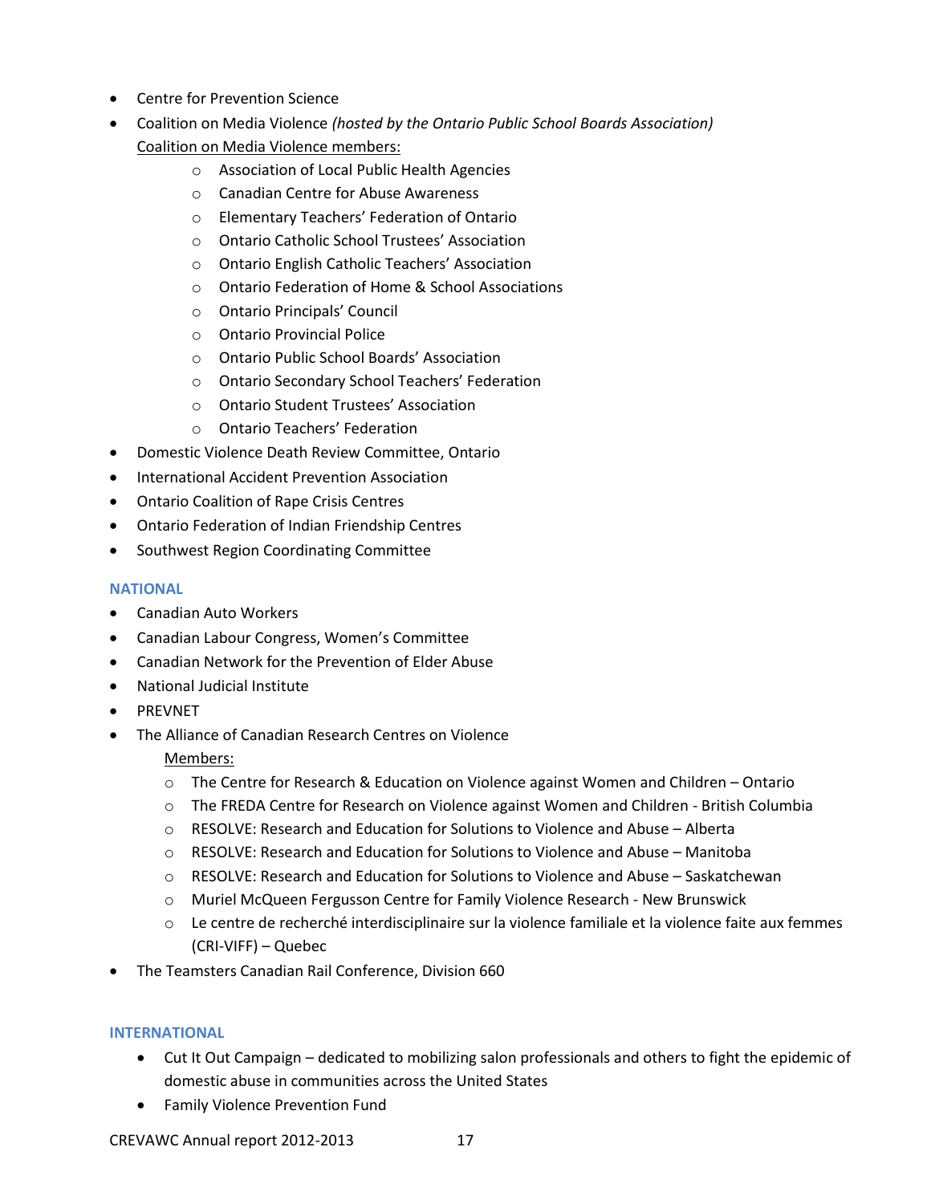- Centre for Prevention Science
- Coalition on Media Violence *(hosted by the Ontario Public School Boards Association)*
  Coalition on Media Violence members:
    - Association of Local Public Health Agencies
    - Canadian Centre for Abuse Awareness
    - Elementary Teachers' Federation of Ontario
    - Ontario Catholic School Trustees' Association
    - Ontario English Catholic Teachers' Association
    - Ontario Federation of Home & School Associations
    - Ontario Principals' Council
    - Ontario Provincial Police
    - Ontario Public School Boards' Association
    - Ontario Secondary School Teachers' Federation
    - Ontario Student Trustees' Association
    - Ontario Teachers' Federation
- Domestic Violence Death Review Committee, Ontario
- International Accident Prevention Association
- Ontario Coalition of Rape Crisis Centres
- Ontario Federation of Indian Friendship Centres
- Southwest Region Coordinating Committee

### NATIONAL

- Canadian Auto Workers
- Canadian Labour Congress, Women's Committee
- Canadian Network for the Prevention of Elder Abuse
- National Judicial Institute
- PREVNET
- The Alliance of Canadian Research Centres on Violence
  Members:
    - The Centre for Research & Education on Violence against Women and Children – Ontario
    - The FREDA Centre for Research on Violence against Women and Children - British Columbia
    - RESOLVE: Research and Education for Solutions to Violence and Abuse – Alberta
    - RESOLVE: Research and Education for Solutions to Violence and Abuse – Manitoba
    - RESOLVE: Research and Education for Solutions to Violence and Abuse – Saskatchewan
    - Muriel McQueen Fergusson Centre for Family Violence Research - New Brunswick
    - Le centre de recherché interdisciplinaire sur la violence familiale et la violence faite aux femmes (CRI-VIFF) – Quebec
- The Teamsters Canadian Rail Conference, Division 660

### INTERNATIONAL

- Cut It Out Campaign – dedicated to mobilizing salon professionals and others to fight the epidemic of domestic abuse in communities across the United States
- Family Violence Prevention Fund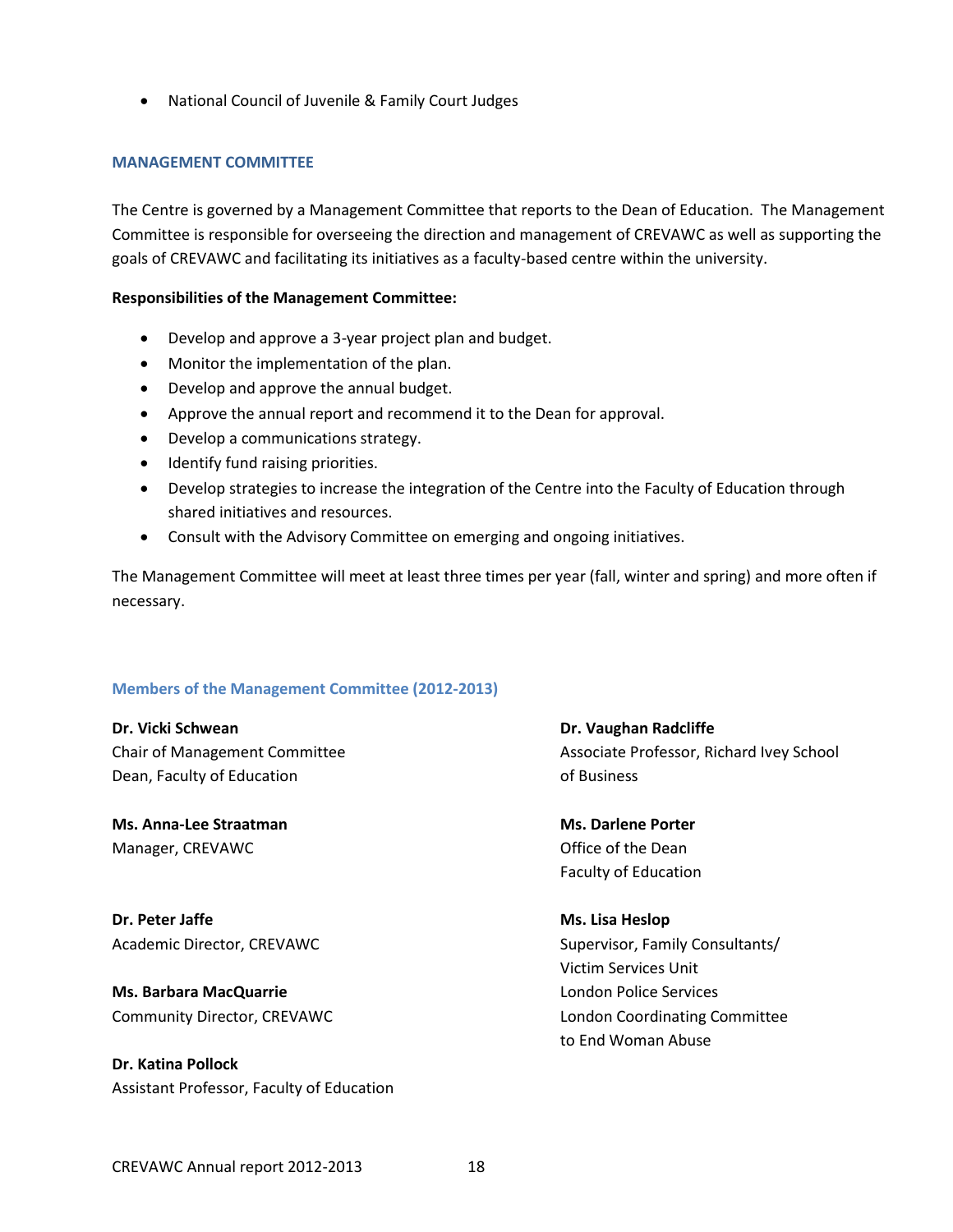- National Council of Juvenile & Family Court Judges

## MANAGEMENT COMMITTEE

The Centre is governed by a Management Committee that reports to the Dean of Education. The Management Committee is responsible for overseeing the direction and management of CREVAWC as well as supporting the goals of CREVAWC and facilitating its initiatives as a faculty-based centre within the university.

**Responsibilities of the Management Committee:**

- Develop and approve a 3-year project plan and budget.
- Monitor the implementation of the plan.
- Develop and approve the annual budget.
- Approve the annual report and recommend it to the Dean for approval.
- Develop a communications strategy.
- Identify fund raising priorities.
- Develop strategies to increase the integration of the Centre into the Faculty of Education through shared initiatives and resources.
- Consult with the Advisory Committee on emerging and ongoing initiatives.

The Management Committee will meet at least three times per year (fall, winter and spring) and more often if necessary.

### Members of the Management Committee (2012-2013)

**Dr. Vicki Schwean**
Chair of Management Committee
Dean, Faculty of Education

**Ms. Anna-Lee Straatman**
Manager, CREVAWC

**Dr. Peter Jaffe**
Academic Director, CREVAWC

**Ms. Barbara MacQuarrie**
Community Director, CREVAWC

**Dr. Katina Pollock**
Assistant Professor, Faculty of Education

**Dr. Vaughan Radcliffe**
Associate Professor, Richard Ivey School of Business

**Ms. Darlene Porter**
Office of the Dean
Faculty of Education

**Ms. Lisa Heslop**
Supervisor, Family Consultants/
Victim Services Unit
London Police Services
London Coordinating Committee to End Woman Abuse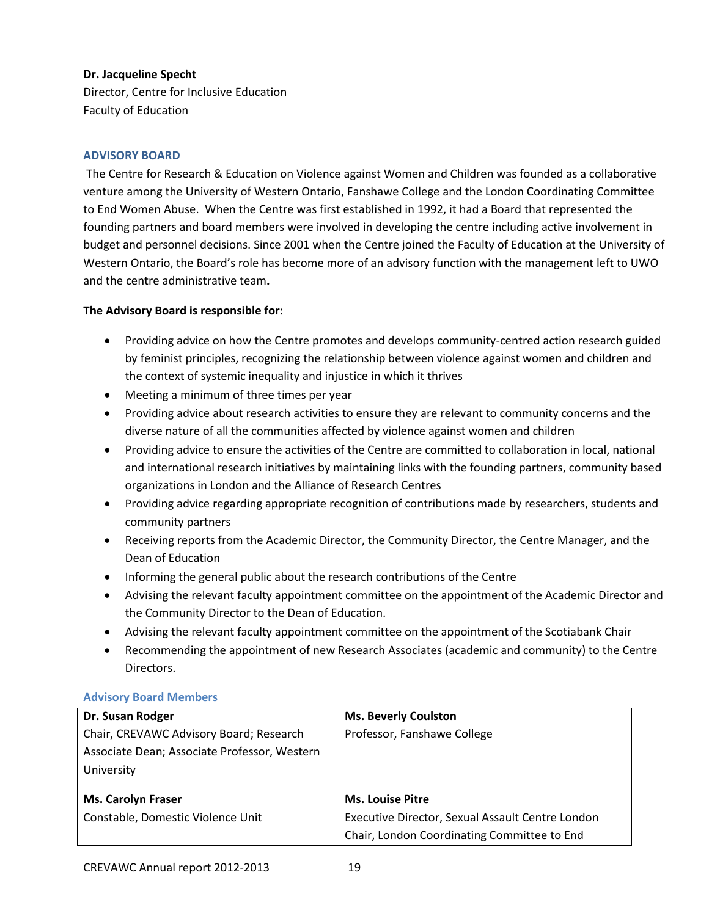**Dr. Jacqueline Specht**
Director, Centre for Inclusive Education
Faculty of Education

## ADVISORY BOARD

The Centre for Research & Education on Violence against Women and Children was founded as a collaborative venture among the University of Western Ontario, Fanshawe College and the London Coordinating Committee to End Women Abuse. When the Centre was first established in 1992, it had a Board that represented the founding partners and board members were involved in developing the centre including active involvement in budget and personnel decisions. Since 2001 when the Centre joined the Faculty of Education at the University of Western Ontario, the Board's role has become more of an advisory function with the management left to UWO and the centre administrative team**.**

**The Advisory Board is responsible for:**

- Providing advice on how the Centre promotes and develops community-centred action research guided by feminist principles, recognizing the relationship between violence against women and children and the context of systemic inequality and injustice in which it thrives
- Meeting a minimum of three times per year
- Providing advice about research activities to ensure they are relevant to community concerns and the diverse nature of all the communities affected by violence against women and children
- Providing advice to ensure the activities of the Centre are committed to collaboration in local, national and international research initiatives by maintaining links with the founding partners, community based organizations in London and the Alliance of Research Centres
- Providing advice regarding appropriate recognition of contributions made by researchers, students and community partners
- Receiving reports from the Academic Director, the Community Director, the Centre Manager, and the Dean of Education
- Informing the general public about the research contributions of the Centre
- Advising the relevant faculty appointment committee on the appointment of the Academic Director and the Community Director to the Dean of Education.
- Advising the relevant faculty appointment committee on the appointment of the Scotiabank Chair
- Recommending the appointment of new Research Associates (academic and community) to the Centre Directors.

### Advisory Board Members

| | |
|---|---|
| **Dr. Susan Rodger**<br>Chair, CREVAWC Advisory Board; Research Associate Dean; Associate Professor, Western University | **Ms. Beverly Coulston**<br>Professor, Fanshawe College |
| **Ms. Carolyn Fraser**<br>Constable, Domestic Violence Unit | **Ms. Louise Pitre**<br>Executive Director, Sexual Assault Centre London<br>Chair, London Coordinating Committee to End |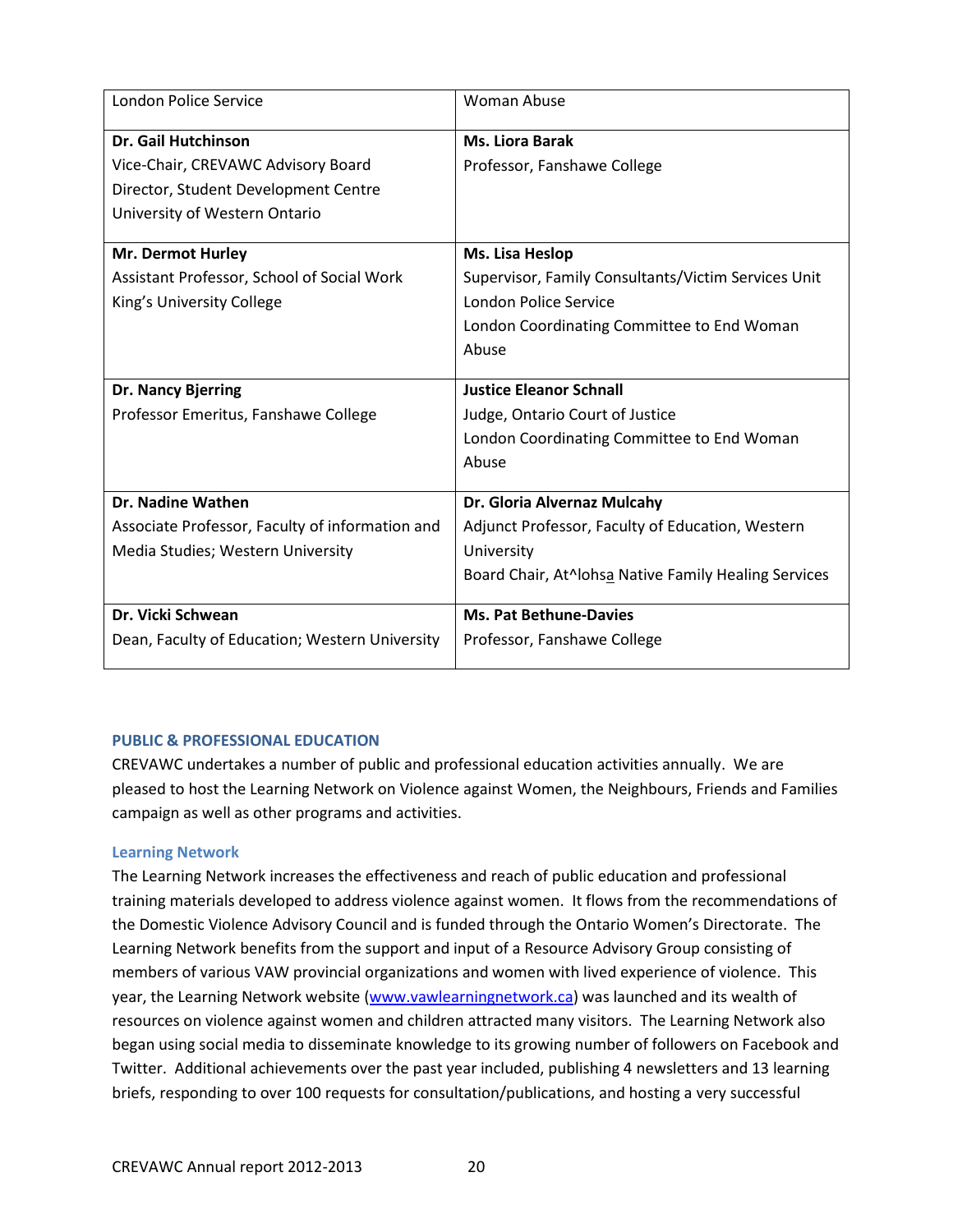| | |
|---|---|
| London Police Service | Woman Abuse |
| **Dr. Gail Hutchinson**<br>Vice-Chair, CREVAWC Advisory Board<br>Director, Student Development Centre<br>University of Western Ontario | **Ms. Liora Barak**<br>Professor, Fanshawe College |
| **Mr. Dermot Hurley**<br>Assistant Professor, School of Social Work<br>King's University College | **Ms. Lisa Heslop**<br>Supervisor, Family Consultants/Victim Services Unit<br>London Police Service<br>London Coordinating Committee to End Woman Abuse |
| **Dr. Nancy Bjerring**<br>Professor Emeritus, Fanshawe College | **Justice Eleanor Schnall**<br>Judge, Ontario Court of Justice<br>London Coordinating Committee to End Woman Abuse |
| **Dr. Nadine Wathen**<br>Associate Professor, Faculty of information and Media Studies; Western University | **Dr. Gloria Alvernaz Mulcahy**<br>Adjunct Professor, Faculty of Education, Western University<br>Board Chair, At^lohsa Native Family Healing Services |
| **Dr. Vicki Schwean**<br>Dean, Faculty of Education; Western University | **Ms. Pat Bethune-Davies**<br>Professor, Fanshawe College |

## PUBLIC & PROFESSIONAL EDUCATION

CREVAWC undertakes a number of public and professional education activities annually. We are pleased to host the Learning Network on Violence against Women, the Neighbours, Friends and Families campaign as well as other programs and activities.

### Learning Network

The Learning Network increases the effectiveness and reach of public education and professional training materials developed to address violence against women. It flows from the recommendations of the Domestic Violence Advisory Council and is funded through the Ontario Women's Directorate. The Learning Network benefits from the support and input of a Resource Advisory Group consisting of members of various VAW provincial organizations and women with lived experience of violence. This year, the Learning Network website (www.vawlearningnetwork.ca) was launched and its wealth of resources on violence against women and children attracted many visitors. The Learning Network also began using social media to disseminate knowledge to its growing number of followers on Facebook and Twitter. Additional achievements over the past year included, publishing 4 newsletters and 13 learning briefs, responding to over 100 requests for consultation/publications, and hosting a very successful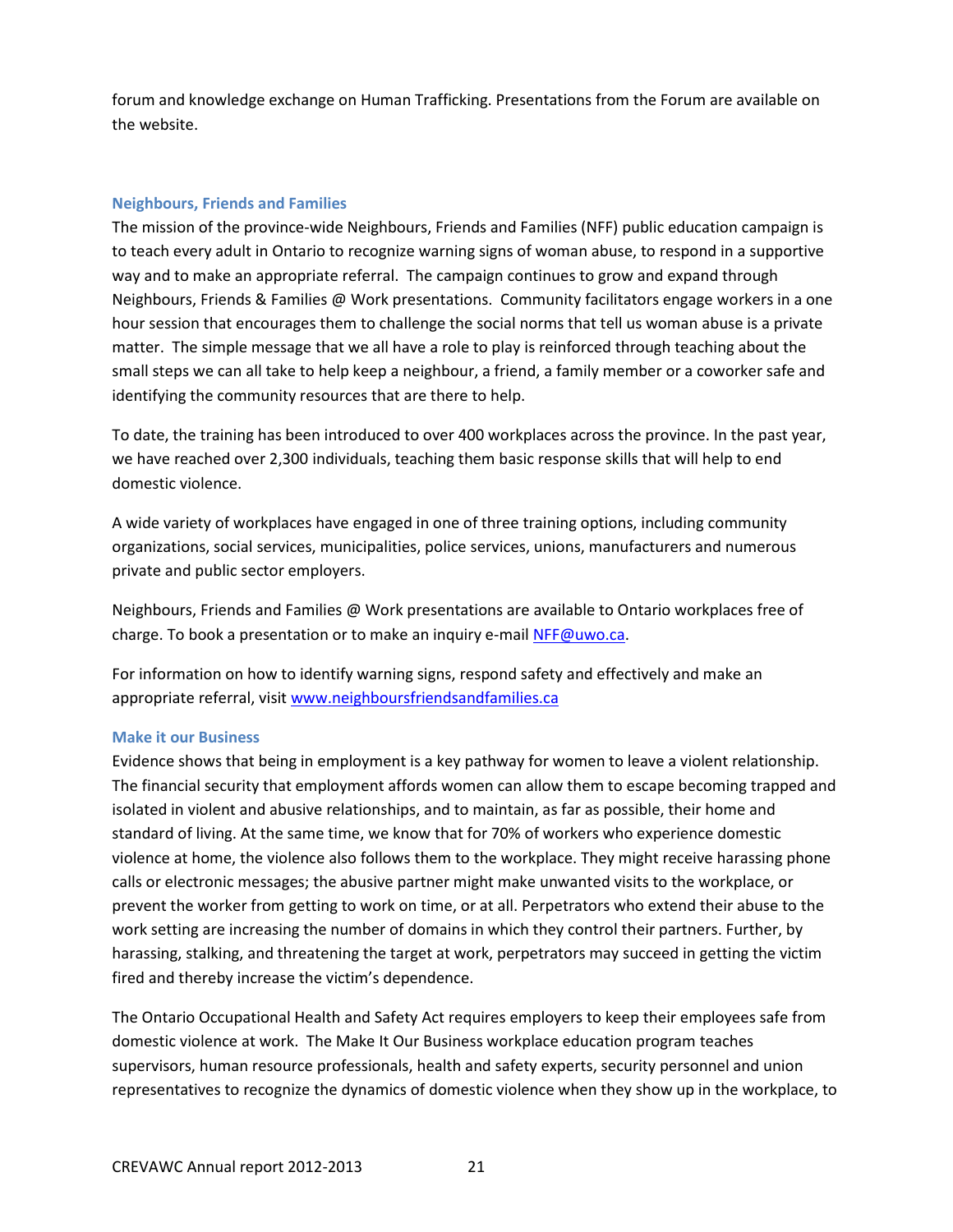forum and knowledge exchange on Human Trafficking. Presentations from the Forum are available on the website.

### Neighbours, Friends and Families

The mission of the province-wide Neighbours, Friends and Families (NFF) public education campaign is to teach every adult in Ontario to recognize warning signs of woman abuse, to respond in a supportive way and to make an appropriate referral. The campaign continues to grow and expand through Neighbours, Friends & Families @ Work presentations. Community facilitators engage workers in a one hour session that encourages them to challenge the social norms that tell us woman abuse is a private matter. The simple message that we all have a role to play is reinforced through teaching about the small steps we can all take to help keep a neighbour, a friend, a family member or a coworker safe and identifying the community resources that are there to help.

To date, the training has been introduced to over 400 workplaces across the province. In the past year, we have reached over 2,300 individuals, teaching them basic response skills that will help to end domestic violence.

A wide variety of workplaces have engaged in one of three training options, including community organizations, social services, municipalities, police services, unions, manufacturers and numerous private and public sector employers.

Neighbours, Friends and Families @ Work presentations are available to Ontario workplaces free of charge. To book a presentation or to make an inquiry e-mail NFF@uwo.ca.

For information on how to identify warning signs, respond safety and effectively and make an appropriate referral, visit www.neighboursfriendsandfamilies.ca

### Make it our Business

Evidence shows that being in employment is a key pathway for women to leave a violent relationship. The financial security that employment affords women can allow them to escape becoming trapped and isolated in violent and abusive relationships, and to maintain, as far as possible, their home and standard of living. At the same time, we know that for 70% of workers who experience domestic violence at home, the violence also follows them to the workplace. They might receive harassing phone calls or electronic messages; the abusive partner might make unwanted visits to the workplace, or prevent the worker from getting to work on time, or at all. Perpetrators who extend their abuse to the work setting are increasing the number of domains in which they control their partners. Further, by harassing, stalking, and threatening the target at work, perpetrators may succeed in getting the victim fired and thereby increase the victim's dependence.

The Ontario Occupational Health and Safety Act requires employers to keep their employees safe from domestic violence at work. The Make It Our Business workplace education program teaches supervisors, human resource professionals, health and safety experts, security personnel and union representatives to recognize the dynamics of domestic violence when they show up in the workplace, to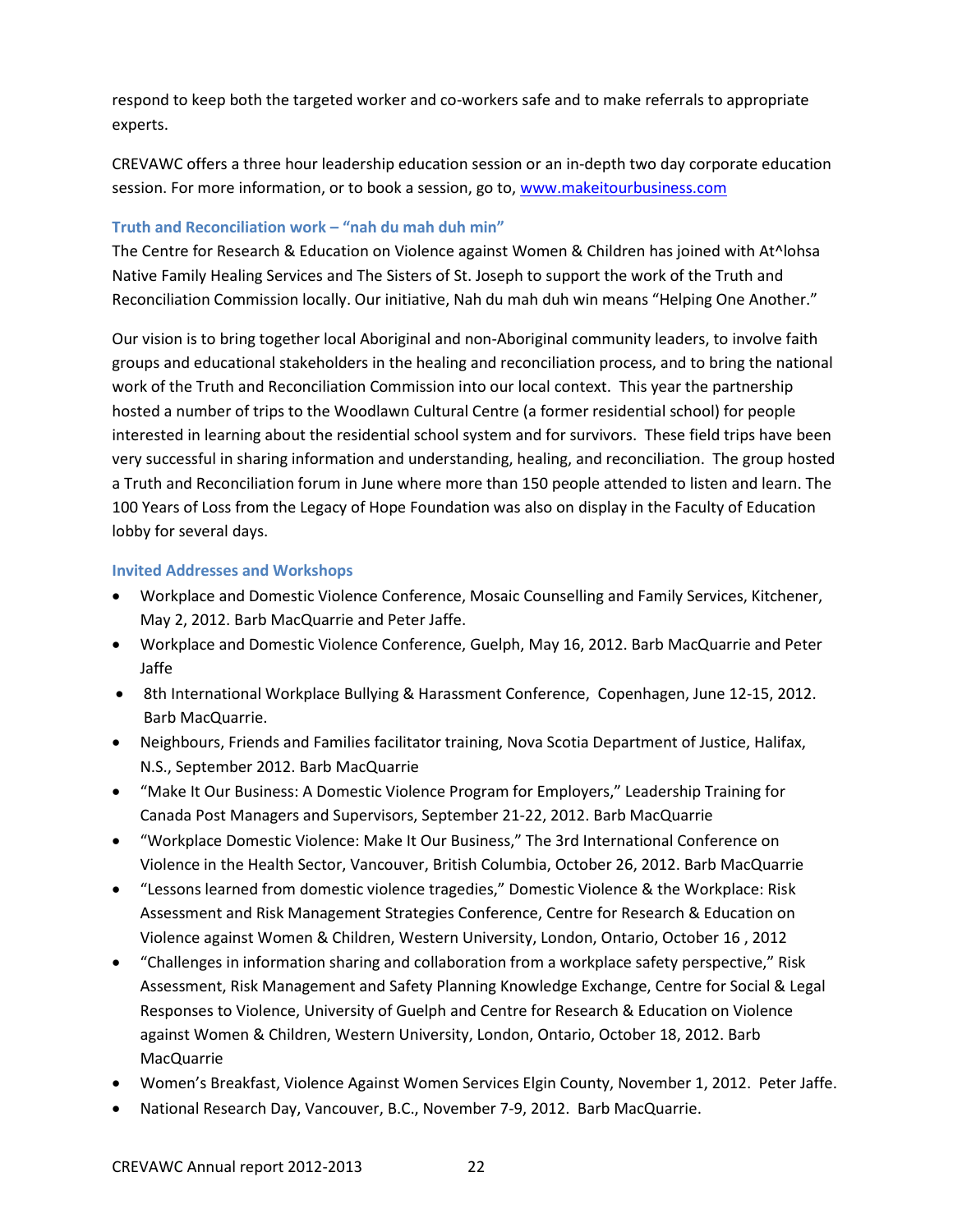respond to keep both the targeted worker and co-workers safe and to make referrals to appropriate experts.

CREVAWC offers a three hour leadership education session or an in-depth two day corporate education session. For more information, or to book a session, go to, www.makeitourbusiness.com

### Truth and Reconciliation work – "nah du mah duh min"

The Centre for Research & Education on Violence against Women & Children has joined with At^lohsa Native Family Healing Services and The Sisters of St. Joseph to support the work of the Truth and Reconciliation Commission locally. Our initiative, Nah du mah duh win means "Helping One Another."

Our vision is to bring together local Aboriginal and non-Aboriginal community leaders, to involve faith groups and educational stakeholders in the healing and reconciliation process, and to bring the national work of the Truth and Reconciliation Commission into our local context. This year the partnership hosted a number of trips to the Woodlawn Cultural Centre (a former residential school) for people interested in learning about the residential school system and for survivors. These field trips have been very successful in sharing information and understanding, healing, and reconciliation. The group hosted a Truth and Reconciliation forum in June where more than 150 people attended to listen and learn. The 100 Years of Loss from the Legacy of Hope Foundation was also on display in the Faculty of Education lobby for several days.

### Invited Addresses and Workshops

- Workplace and Domestic Violence Conference, Mosaic Counselling and Family Services, Kitchener, May 2, 2012. Barb MacQuarrie and Peter Jaffe.
- Workplace and Domestic Violence Conference, Guelph, May 16, 2012. Barb MacQuarrie and Peter Jaffe
- 8th International Workplace Bullying & Harassment Conference, Copenhagen, June 12-15, 2012. Barb MacQuarrie.
- Neighbours, Friends and Families facilitator training, Nova Scotia Department of Justice, Halifax, N.S., September 2012. Barb MacQuarrie
- "Make It Our Business: A Domestic Violence Program for Employers," Leadership Training for Canada Post Managers and Supervisors, September 21-22, 2012. Barb MacQuarrie
- "Workplace Domestic Violence: Make It Our Business," The 3rd International Conference on Violence in the Health Sector, Vancouver, British Columbia, October 26, 2012. Barb MacQuarrie
- "Lessons learned from domestic violence tragedies," Domestic Violence & the Workplace: Risk Assessment and Risk Management Strategies Conference, Centre for Research & Education on Violence against Women & Children, Western University, London, Ontario, October 16 , 2012
- "Challenges in information sharing and collaboration from a workplace safety perspective," Risk Assessment, Risk Management and Safety Planning Knowledge Exchange, Centre for Social & Legal Responses to Violence, University of Guelph and Centre for Research & Education on Violence against Women & Children, Western University, London, Ontario, October 18, 2012. Barb MacQuarrie
- Women's Breakfast, Violence Against Women Services Elgin County, November 1, 2012. Peter Jaffe.
- National Research Day, Vancouver, B.C., November 7-9, 2012. Barb MacQuarrie.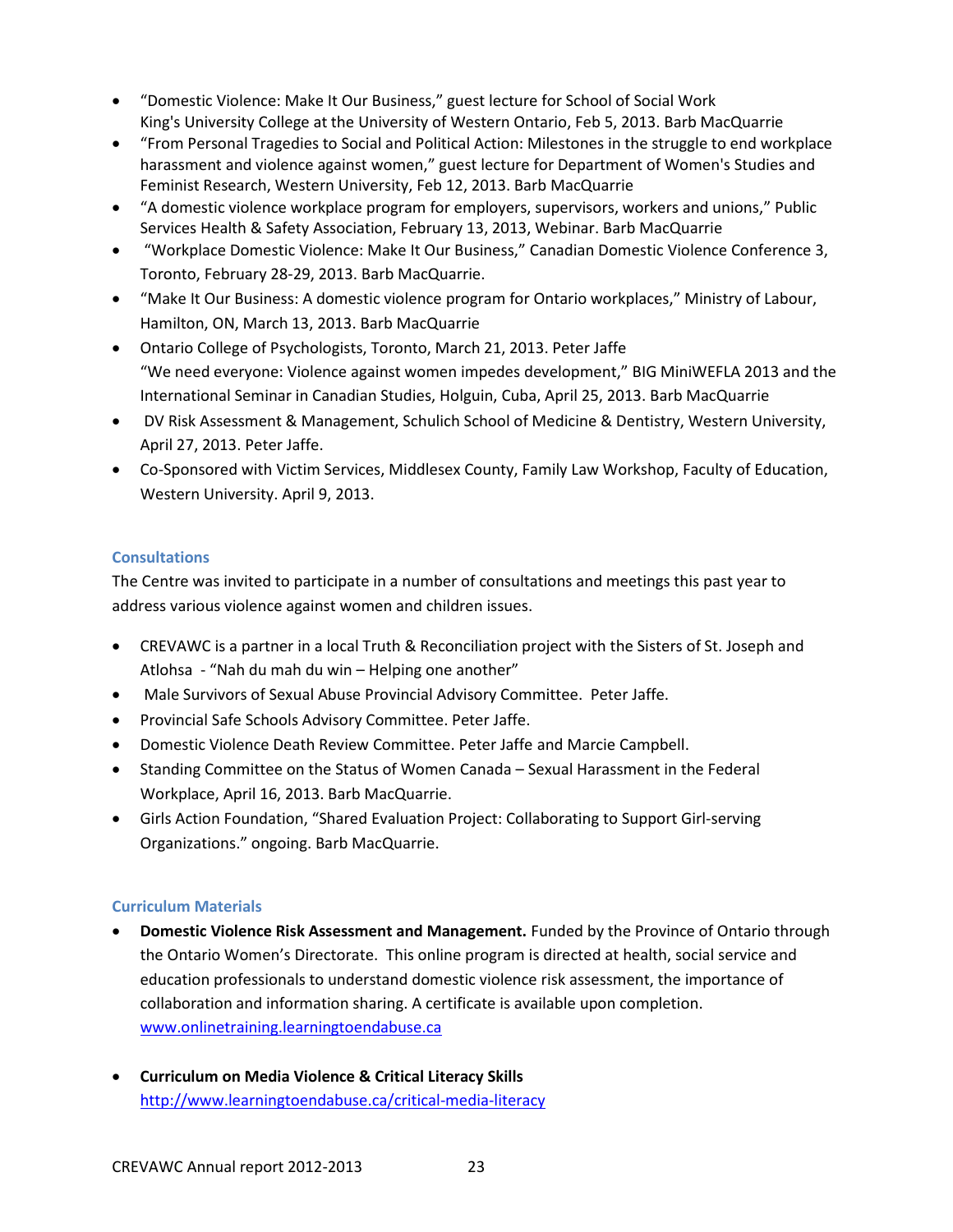- “Domestic Violence: Make It Our Business,” guest lecture for School of Social Work King's University College at the University of Western Ontario, Feb 5, 2013. Barb MacQuarrie
- “From Personal Tragedies to Social and Political Action: Milestones in the struggle to end workplace harassment and violence against women,” guest lecture for Department of Women's Studies and Feminist Research, Western University, Feb 12, 2013. Barb MacQuarrie
- “A domestic violence workplace program for employers, supervisors, workers and unions,” Public Services Health & Safety Association, February 13, 2013, Webinar. Barb MacQuarrie
- “Workplace Domestic Violence: Make It Our Business,” Canadian Domestic Violence Conference 3, Toronto, February 28-29, 2013. Barb MacQuarrie.
- “Make It Our Business: A domestic violence program for Ontario workplaces,” Ministry of Labour, Hamilton, ON, March 13, 2013. Barb MacQuarrie
- Ontario College of Psychologists, Toronto, March 21, 2013. Peter Jaffe
  “We need everyone: Violence against women impedes development,” BIG MiniWEFLA 2013 and the International Seminar in Canadian Studies, Holguin, Cuba, April 25, 2013. Barb MacQuarrie
- DV Risk Assessment & Management, Schulich School of Medicine & Dentistry, Western University, April 27, 2013. Peter Jaffe.
- Co-Sponsored with Victim Services, Middlesex County, Family Law Workshop, Faculty of Education, Western University. April 9, 2013.

### Consultations

The Centre was invited to participate in a number of consultations and meetings this past year to address various violence against women and children issues.

- CREVAWC is a partner in a local Truth & Reconciliation project with the Sisters of St. Joseph and Atlohsa - “Nah du mah du win – Helping one another”
- Male Survivors of Sexual Abuse Provincial Advisory Committee. Peter Jaffe.
- Provincial Safe Schools Advisory Committee. Peter Jaffe.
- Domestic Violence Death Review Committee. Peter Jaffe and Marcie Campbell.
- Standing Committee on the Status of Women Canada – Sexual Harassment in the Federal Workplace, April 16, 2013. Barb MacQuarrie.
- Girls Action Foundation, “Shared Evaluation Project: Collaborating to Support Girl-serving Organizations.” ongoing. Barb MacQuarrie.

### Curriculum Materials

- **Domestic Violence Risk Assessment and Management.** Funded by the Province of Ontario through the Ontario Women’s Directorate. This online program is directed at health, social service and education professionals to understand domestic violence risk assessment, the importance of collaboration and information sharing. A certificate is available upon completion. www.onlinetraining.learningtoendabuse.ca
- **Curriculum on Media Violence & Critical Literacy Skills**
  http://www.learningtoendabuse.ca/critical-media-literacy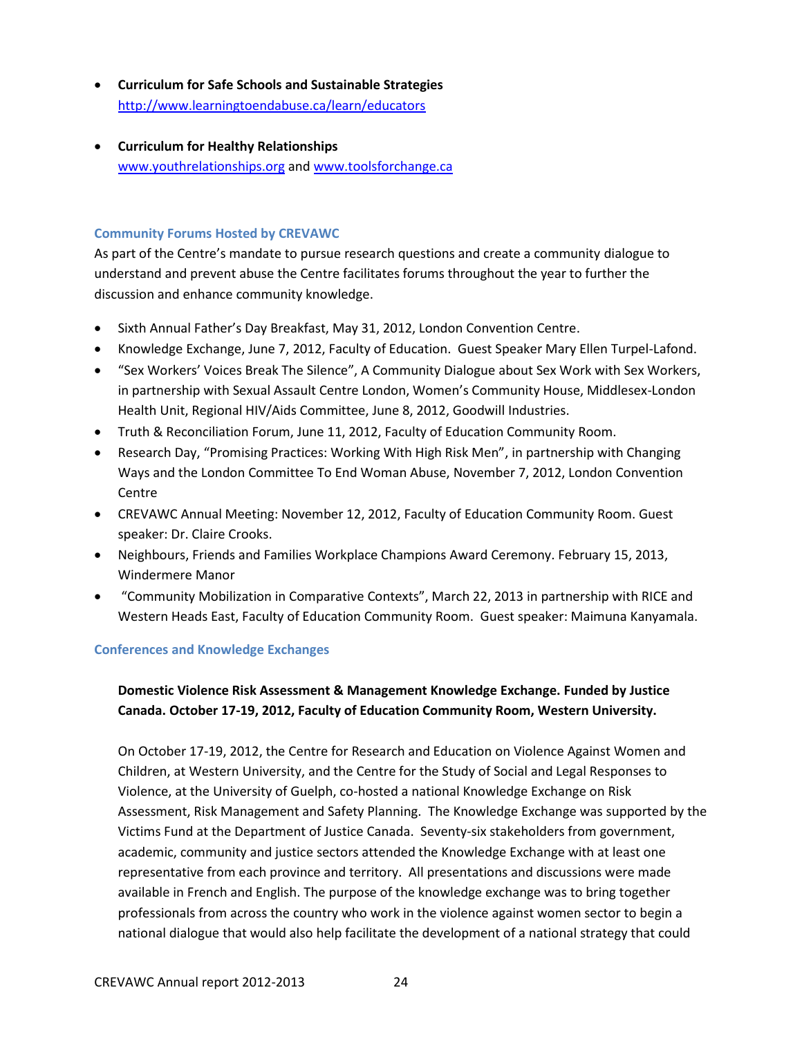- **Curriculum for Safe Schools and Sustainable Strategies**
  http://www.learningtoendabuse.ca/learn/educators

- **Curriculum for Healthy Relationships**
  www.youthrelationships.org and www.toolsforchange.ca

### Community Forums Hosted by CREVAWC

As part of the Centre's mandate to pursue research questions and create a community dialogue to understand and prevent abuse the Centre facilitates forums throughout the year to further the discussion and enhance community knowledge.

- Sixth Annual Father's Day Breakfast, May 31, 2012, London Convention Centre.
- Knowledge Exchange, June 7, 2012, Faculty of Education. Guest Speaker Mary Ellen Turpel-Lafond.
- "Sex Workers' Voices Break The Silence", A Community Dialogue about Sex Work with Sex Workers, in partnership with Sexual Assault Centre London, Women's Community House, Middlesex-London Health Unit, Regional HIV/Aids Committee, June 8, 2012, Goodwill Industries.
- Truth & Reconciliation Forum, June 11, 2012, Faculty of Education Community Room.
- Research Day, "Promising Practices: Working With High Risk Men", in partnership with Changing Ways and the London Committee To End Woman Abuse, November 7, 2012, London Convention Centre
- CREVAWC Annual Meeting: November 12, 2012, Faculty of Education Community Room. Guest speaker: Dr. Claire Crooks.
- Neighbours, Friends and Families Workplace Champions Award Ceremony. February 15, 2013, Windermere Manor
- "Community Mobilization in Comparative Contexts", March 22, 2013 in partnership with RICE and Western Heads East, Faculty of Education Community Room. Guest speaker: Maimuna Kanyamala.

### Conferences and Knowledge Exchanges

**Domestic Violence Risk Assessment & Management Knowledge Exchange. Funded by Justice Canada. October 17-19, 2012, Faculty of Education Community Room, Western University.**

On October 17-19, 2012, the Centre for Research and Education on Violence Against Women and Children, at Western University, and the Centre for the Study of Social and Legal Responses to Violence, at the University of Guelph, co-hosted a national Knowledge Exchange on Risk Assessment, Risk Management and Safety Planning. The Knowledge Exchange was supported by the Victims Fund at the Department of Justice Canada. Seventy-six stakeholders from government, academic, community and justice sectors attended the Knowledge Exchange with at least one representative from each province and territory. All presentations and discussions were made available in French and English. The purpose of the knowledge exchange was to bring together professionals from across the country who work in the violence against women sector to begin a national dialogue that would also help facilitate the development of a national strategy that could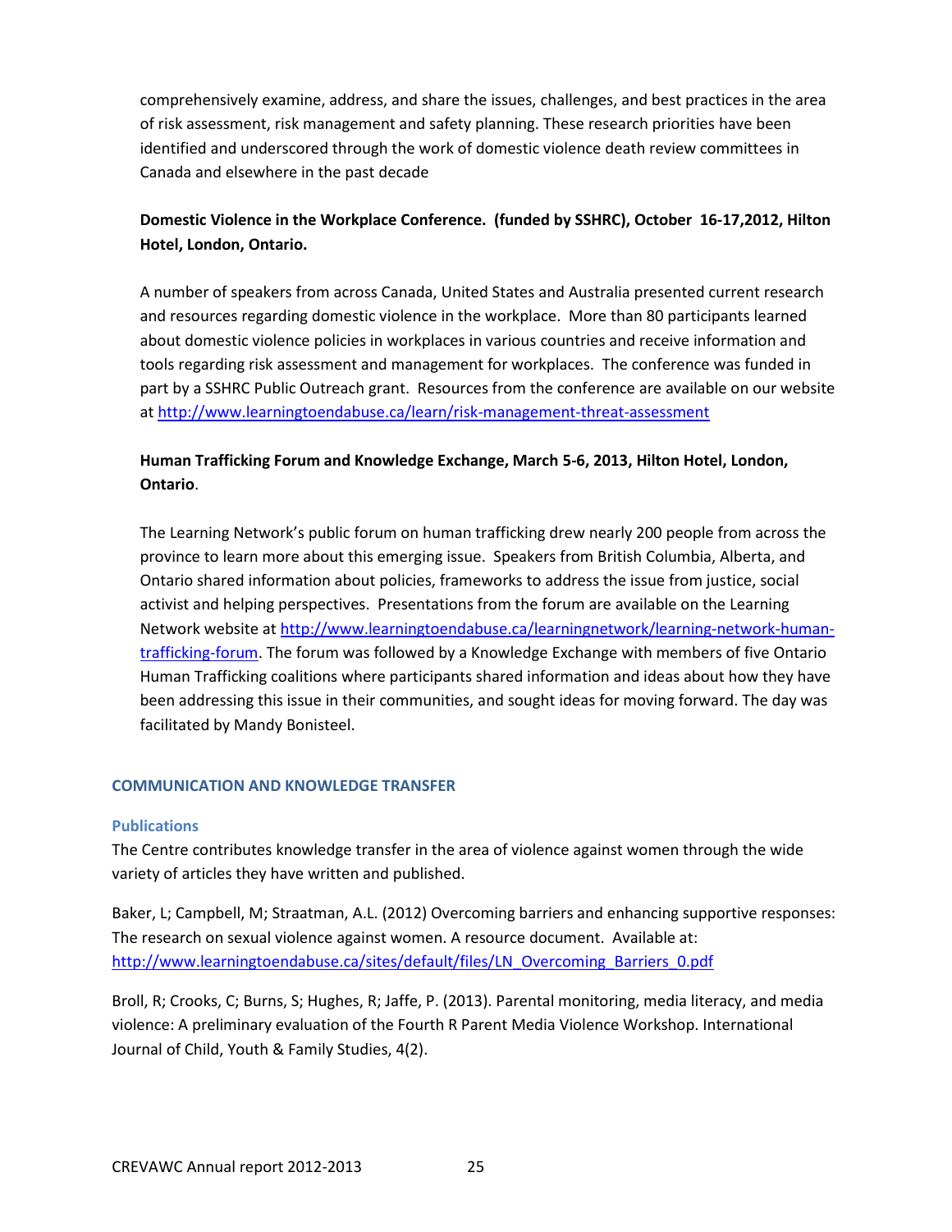comprehensively examine, address, and share the issues, challenges, and best practices in the area of risk assessment, risk management and safety planning. These research priorities have been identified and underscored through the work of domestic violence death review committees in Canada and elsewhere in the past decade

**Domestic Violence in the Workplace Conference. (funded by SSHRC), October 16-17,2012, Hilton Hotel, London, Ontario.**

A number of speakers from across Canada, United States and Australia presented current research and resources regarding domestic violence in the workplace. More than 80 participants learned about domestic violence policies in workplaces in various countries and receive information and tools regarding risk assessment and management for workplaces. The conference was funded in part by a SSHRC Public Outreach grant. Resources from the conference are available on our website at http://www.learningtoendabuse.ca/learn/risk-management-threat-assessment

**Human Trafficking Forum and Knowledge Exchange, March 5-6, 2013, Hilton Hotel, London, Ontario**.

The Learning Network's public forum on human trafficking drew nearly 200 people from across the province to learn more about this emerging issue. Speakers from British Columbia, Alberta, and Ontario shared information about policies, frameworks to address the issue from justice, social activist and helping perspectives. Presentations from the forum are available on the Learning Network website at http://www.learningtoendabuse.ca/learningnetwork/learning-network-human-trafficking-forum. The forum was followed by a Knowledge Exchange with members of five Ontario Human Trafficking coalitions where participants shared information and ideas about how they have been addressing this issue in their communities, and sought ideas for moving forward. The day was facilitated by Mandy Bonisteel.

## COMMUNICATION AND KNOWLEDGE TRANSFER

### Publications

The Centre contributes knowledge transfer in the area of violence against women through the wide variety of articles they have written and published.

Baker, L; Campbell, M; Straatman, A.L. (2012) Overcoming barriers and enhancing supportive responses: The research on sexual violence against women. A resource document. Available at: http://www.learningtoendabuse.ca/sites/default/files/LN_Overcoming_Barriers_0.pdf

Broll, R; Crooks, C; Burns, S; Hughes, R; Jaffe, P. (2013). Parental monitoring, media literacy, and media violence: A preliminary evaluation of the Fourth R Parent Media Violence Workshop. International Journal of Child, Youth & Family Studies, 4(2).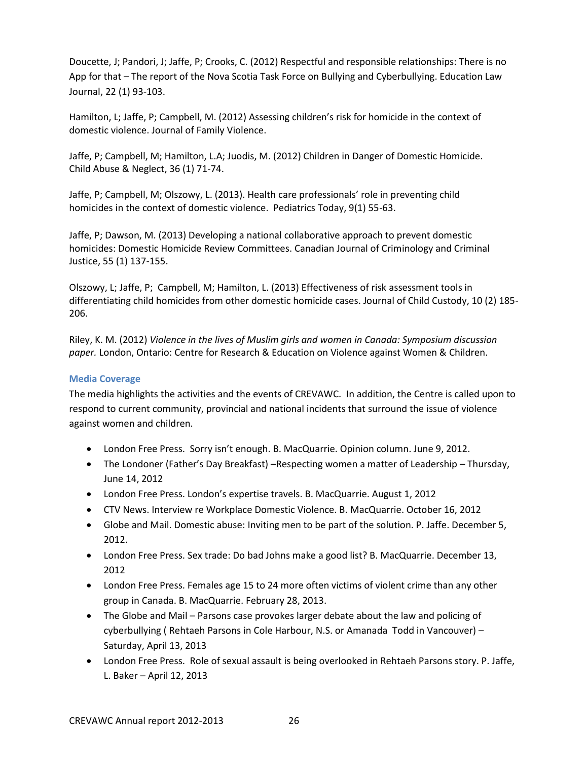Doucette, J; Pandori, J; Jaffe, P; Crooks, C. (2012) Respectful and responsible relationships: There is no App for that – The report of the Nova Scotia Task Force on Bullying and Cyberbullying. Education Law Journal, 22 (1) 93-103.

Hamilton, L; Jaffe, P; Campbell, M. (2012) Assessing children's risk for homicide in the context of domestic violence. Journal of Family Violence.

Jaffe, P; Campbell, M; Hamilton, L.A; Juodis, M. (2012) Children in Danger of Domestic Homicide. Child Abuse & Neglect, 36 (1) 71-74.

Jaffe, P; Campbell, M; Olszowy, L. (2013). Health care professionals' role in preventing child homicides in the context of domestic violence. Pediatrics Today, 9(1) 55-63.

Jaffe, P; Dawson, M. (2013) Developing a national collaborative approach to prevent domestic homicides: Domestic Homicide Review Committees. Canadian Journal of Criminology and Criminal Justice, 55 (1) 137-155.

Olszowy, L; Jaffe, P; Campbell, M; Hamilton, L. (2013) Effectiveness of risk assessment tools in differentiating child homicides from other domestic homicide cases. Journal of Child Custody, 10 (2) 185-206.

Riley, K. M. (2012) *Violence in the lives of Muslim girls and women in Canada: Symposium discussion paper.* London, Ontario: Centre for Research & Education on Violence against Women & Children.

### Media Coverage

The media highlights the activities and the events of CREVAWC. In addition, the Centre is called upon to respond to current community, provincial and national incidents that surround the issue of violence against women and children.

- London Free Press. Sorry isn't enough. B. MacQuarrie. Opinion column. June 9, 2012.
- The Londoner (Father's Day Breakfast) –Respecting women a matter of Leadership – Thursday, June 14, 2012
- London Free Press. London's expertise travels. B. MacQuarrie. August 1, 2012
- CTV News. Interview re Workplace Domestic Violence. B. MacQuarrie. October 16, 2012
- Globe and Mail. Domestic abuse: Inviting men to be part of the solution. P. Jaffe. December 5, 2012.
- London Free Press. Sex trade: Do bad Johns make a good list? B. MacQuarrie. December 13, 2012
- London Free Press. Females age 15 to 24 more often victims of violent crime than any other group in Canada. B. MacQuarrie. February 28, 2013.
- The Globe and Mail – Parsons case provokes larger debate about the law and policing of cyberbullying ( Rehtaeh Parsons in Cole Harbour, N.S. or Amanada Todd in Vancouver) – Saturday, April 13, 2013
- London Free Press. Role of sexual assault is being overlooked in Rehtaeh Parsons story. P. Jaffe, L. Baker – April 12, 2013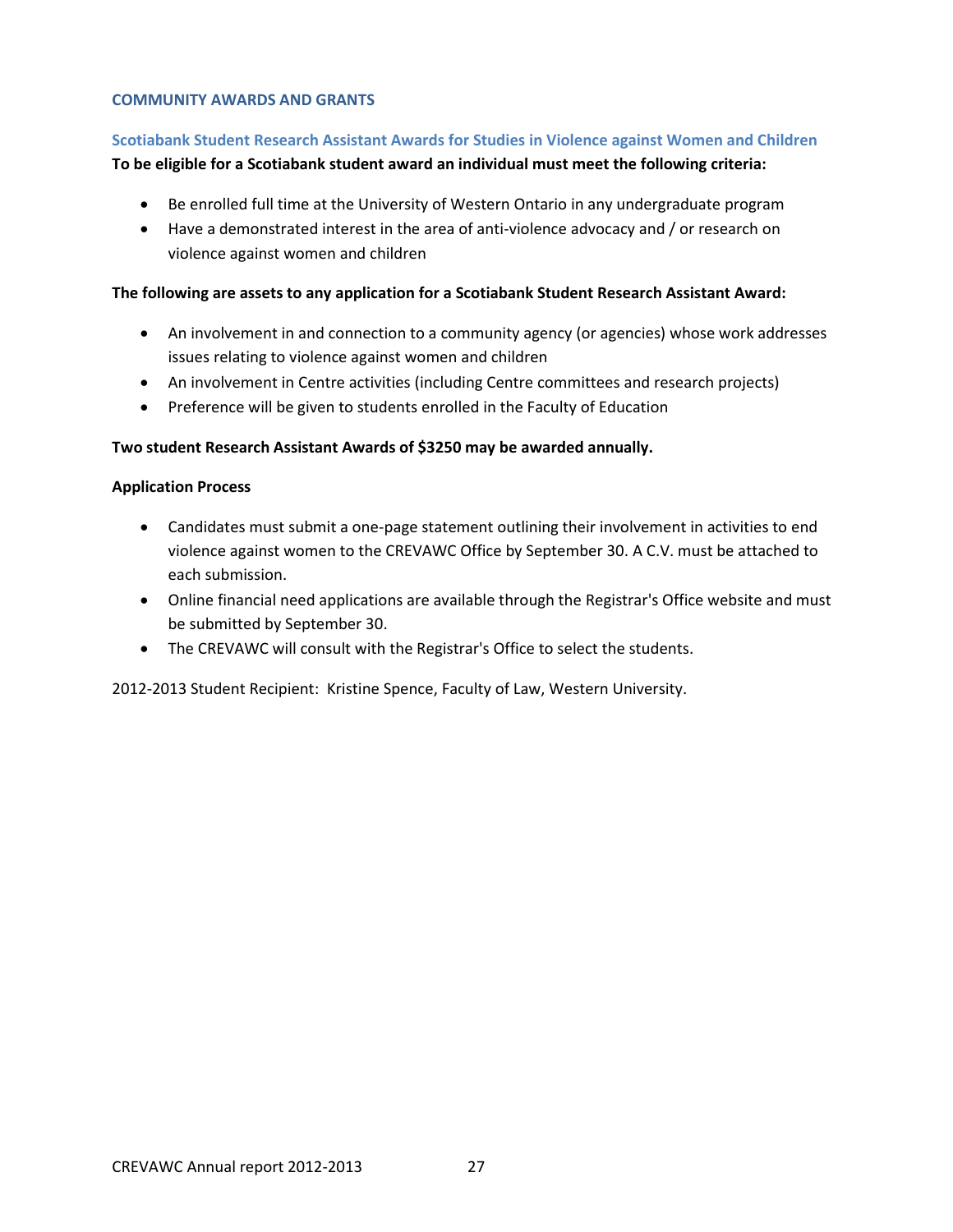## COMMUNITY AWARDS AND GRANTS

### Scotiabank Student Research Assistant Awards for Studies in Violence against Women and Children

**To be eligible for a Scotiabank student award an individual must meet the following criteria:**

- Be enrolled full time at the University of Western Ontario in any undergraduate program
- Have a demonstrated interest in the area of anti-violence advocacy and / or research on violence against women and children

**The following are assets to any application for a Scotiabank Student Research Assistant Award:**

- An involvement in and connection to a community agency (or agencies) whose work addresses issues relating to violence against women and children
- An involvement in Centre activities (including Centre committees and research projects)
- Preference will be given to students enrolled in the Faculty of Education

**Two student Research Assistant Awards of $3250 may be awarded annually.**

**Application Process**

- Candidates must submit a one-page statement outlining their involvement in activities to end violence against women to the CREVAWC Office by September 30. A C.V. must be attached to each submission.
- Online financial need applications are available through the Registrar's Office website and must be submitted by September 30.
- The CREVAWC will consult with the Registrar's Office to select the students.

2012-2013 Student Recipient: Kristine Spence, Faculty of Law, Western University.